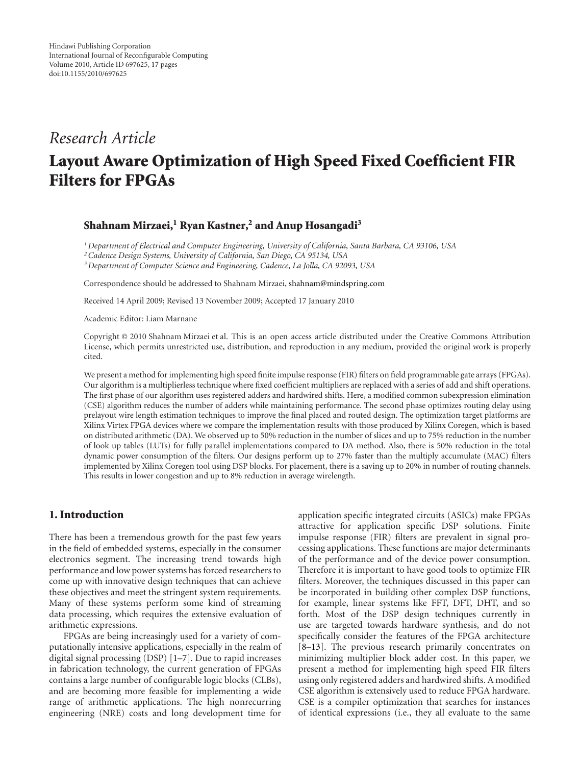Hindawi Publishing Corporation
International Journal of Reconfigurable Computing
Volume 2010, Article ID 697625, 17 pages
doi:10.1155/2010/697625

*Research Article*

# Layout Aware Optimization of High Speed Fixed Coefficient FIR Filters for FPGAs

**Shahnam Mirzaei,[1] Ryan Kastner,[2] and Anup Hosangadi[3]**

[1] *Department of Electrical and Computer Engineering, University of California, Santa Barbara, CA 93106, USA*
[2] *Cadence Design Systems, University of California, San Diego, CA 95134, USA*
[3] *Department of Computer Science and Engineering, Cadence, La Jolla, CA 92093, USA*

Correspondence should be addressed to Shahnam Mirzaei, shahnam@mindspring.com

Received 14 April 2009; Revised 13 November 2009; Accepted 17 January 2010

Academic Editor: Liam Marnane

Copyright © 2010 Shahnam Mirzaei et al. This is an open access article distributed under the Creative Commons Attribution License, which permits unrestricted use, distribution, and reproduction in any medium, provided the original work is properly cited.

We present a method for implementing high speed finite impulse response (FIR) filters on field programmable gate arrays (FPGAs). Our algorithm is a multiplierless technique where fixed coefficient multipliers are replaced with a series of add and shift operations. The first phase of our algorithm uses registered adders and hardwired shifts. Here, a modified common subexpression elimination (CSE) algorithm reduces the number of adders while maintaining performance. The second phase optimizes routing delay using prelayout wire length estimation techniques to improve the final placed and routed design. The optimization target platforms are Xilinx Virtex FPGA devices where we compare the implementation results with those produced by Xilinx Coregen, which is based on distributed arithmetic (DA). We observed up to 50% reduction in the number of slices and up to 75% reduction in the number of look up tables (LUTs) for fully parallel implementations compared to DA method. Also, there is 50% reduction in the total dynamic power consumption of the filters. Our designs perform up to 27% faster than the multiply accumulate (MAC) filters implemented by Xilinx Coregen tool using DSP blocks. For placement, there is a saving up to 20% in number of routing channels. This results in lower congestion and up to 8% reduction in average wirelength.

## 1. Introduction

There has been a tremendous growth for the past few years in the field of embedded systems, especially in the consumer electronics segment. The increasing trend towards high performance and low power systems has forced researchers to come up with innovative design techniques that can achieve these objectives and meet the stringent system requirements. Many of these systems perform some kind of streaming data processing, which requires the extensive evaluation of arithmetic expressions.

FPGAs are being increasingly used for a variety of computationally intensive applications, especially in the realm of digital signal processing (DSP) [1–7]. Due to rapid increases in fabrication technology, the current generation of FPGAs contains a large number of configurable logic blocks (CLBs), and are becoming more feasible for implementing a wide range of arithmetic applications. The high nonrecurring engineering (NRE) costs and long development time for application specific integrated circuits (ASICs) make FPGAs attractive for application specific DSP solutions. Finite impulse response (FIR) filters are prevalent in signal processing applications. These functions are major determinants of the performance and of the device power consumption. Therefore it is important to have good tools to optimize FIR filters. Moreover, the techniques discussed in this paper can be incorporated in building other complex DSP functions, for example, linear systems like FFT, DFT, DHT, and so forth. Most of the DSP design techniques currently in use are targeted towards hardware synthesis, and do not specifically consider the features of the FPGA architecture [8–13]. The previous research primarily concentrates on minimizing multiplier block adder cost. In this paper, we present a method for implementing high speed FIR filters using only registered adders and hardwired shifts. A modified CSE algorithm is extensively used to reduce FPGA hardware. CSE is a compiler optimization that searches for instances of identical expressions (i.e., they all evaluate to the same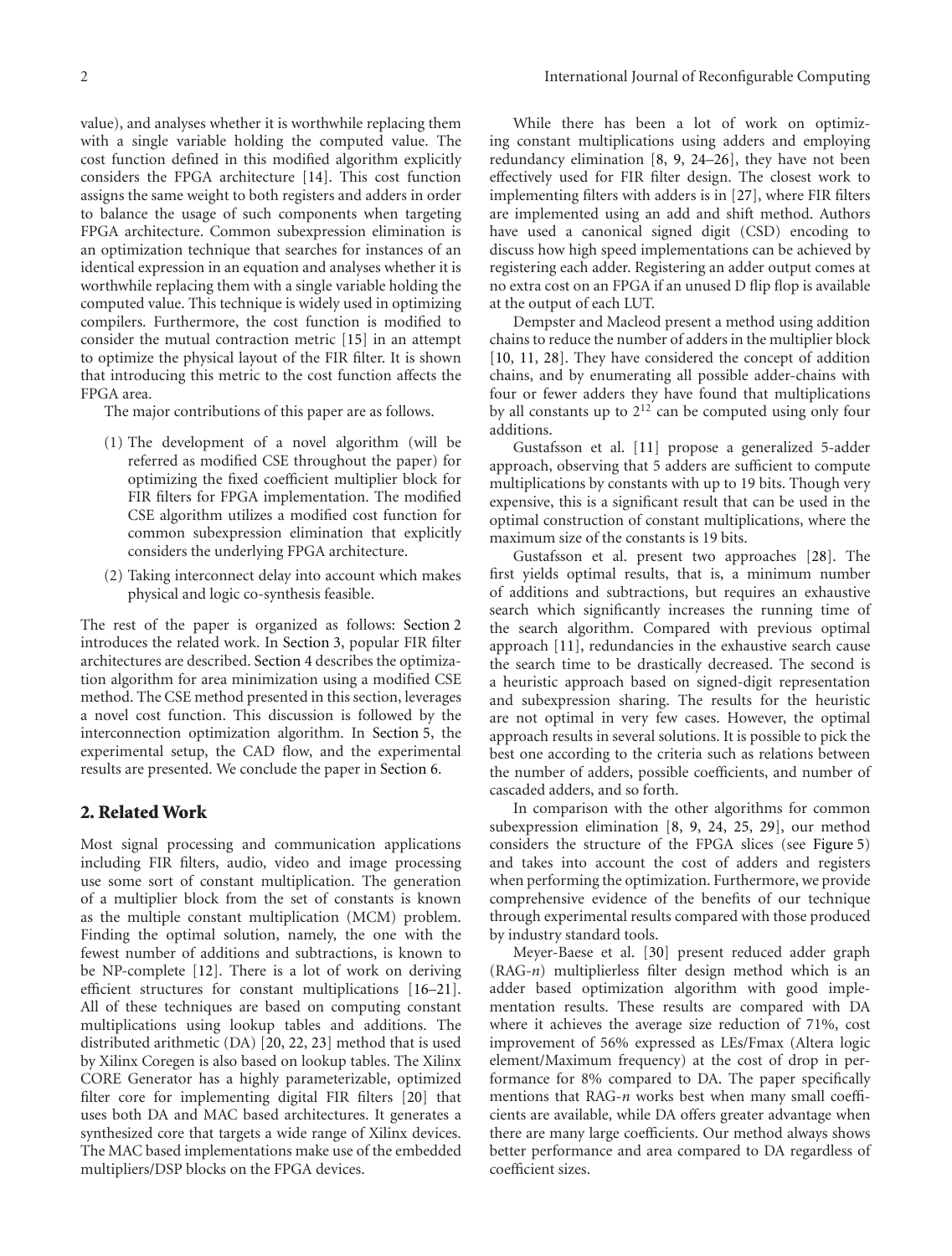value), and analyses whether it is worthwhile replacing them with a single variable holding the computed value. The cost function defined in this modified algorithm explicitly considers the FPGA architecture [14]. This cost function assigns the same weight to both registers and adders in order to balance the usage of such components when targeting FPGA architecture. Common subexpression elimination is an optimization technique that searches for instances of an identical expression in an equation and analyses whether it is worthwhile replacing them with a single variable holding the computed value. This technique is widely used in optimizing compilers. Furthermore, the cost function is modified to consider the mutual contraction metric [15] in an attempt to optimize the physical layout of the FIR filter. It is shown that introducing this metric to the cost function affects the FPGA area.

The major contributions of this paper are as follows.

(1) The development of a novel algorithm (will be referred as modified CSE throughout the paper) for optimizing the fixed coefficient multiplier block for FIR filters for FPGA implementation. The modified CSE algorithm utilizes a modified cost function for common subexpression elimination that explicitly considers the underlying FPGA architecture.

(2) Taking interconnect delay into account which makes physical and logic co-synthesis feasible.

The rest of the paper is organized as follows: Section 2 introduces the related work. In Section 3, popular FIR filter architectures are described. Section 4 describes the optimization algorithm for area minimization using a modified CSE method. The CSE method presented in this section, leverages a novel cost function. This discussion is followed by the interconnection optimization algorithm. In Section 5, the experimental setup, the CAD flow, and the experimental results are presented. We conclude the paper in Section 6.

## 2. Related Work

Most signal processing and communication applications including FIR filters, audio, video and image processing use some sort of constant multiplication. The generation of a multiplier block from the set of constants is known as the multiple constant multiplication (MCM) problem. Finding the optimal solution, namely, the one with the fewest number of additions and subtractions, is known to be NP-complete [12]. There is a lot of work on deriving efficient structures for constant multiplications [16–21]. All of these techniques are based on computing constant multiplications using lookup tables and additions. The distributed arithmetic (DA) [20, 22, 23] method that is used by Xilinx Coregen is also based on lookup tables. The Xilinx CORE Generator has a highly parameterizable, optimized filter core for implementing digital FIR filters [20] that uses both DA and MAC based architectures. It generates a synthesized core that targets a wide range of Xilinx devices. The MAC based implementations make use of the embedded multipliers/DSP blocks on the FPGA devices.

While there has been a lot of work on optimizing constant multiplications using adders and employing redundancy elimination [8, 9, 24–26], they have not been effectively used for FIR filter design. The closest work to implementing filters with adders is in [27], where FIR filters are implemented using an add and shift method. Authors have used a canonical signed digit (CSD) encoding to discuss how high speed implementations can be achieved by registering each adder. Registering an adder output comes at no extra cost on an FPGA if an unused D flip flop is available at the output of each LUT.

Dempster and Macleod present a method using addition chains to reduce the number of adders in the multiplier block [10, 11, 28]. They have considered the concept of addition chains, and by enumerating all possible adder-chains with four or fewer adders they have found that multiplications by all constants up to $2^{12}$ can be computed using only four additions.

Gustafsson et al. [11] propose a generalized 5-adder approach, observing that 5 adders are sufficient to compute multiplications by constants with up to 19 bits. Though very expensive, this is a significant result that can be used in the optimal construction of constant multiplications, where the maximum size of the constants is 19 bits.

Gustafsson et al. present two approaches [28]. The first yields optimal results, that is, a minimum number of additions and subtractions, but requires an exhaustive search which significantly increases the running time of the search algorithm. Compared with previous optimal approach [11], redundancies in the exhaustive search cause the search time to be drastically decreased. The second is a heuristic approach based on signed-digit representation and subexpression sharing. The results for the heuristic are not optimal in very few cases. However, the optimal approach results in several solutions. It is possible to pick the best one according to the criteria such as relations between the number of adders, possible coefficients, and number of cascaded adders, and so forth.

In comparison with the other algorithms for common subexpression elimination [8, 9, 24, 25, 29], our method considers the structure of the FPGA slices (see Figure 5) and takes into account the cost of adders and registers when performing the optimization. Furthermore, we provide comprehensive evidence of the benefits of our technique through experimental results compared with those produced by industry standard tools.

Meyer-Baese et al. [30] present reduced adder graph (RAG-*n*) multiplierless filter design method which is an adder based optimization algorithm with good implementation results. These results are compared with DA where it achieves the average size reduction of 71%, cost improvement of 56% expressed as LEs/Fmax (Altera logic element/Maximum frequency) at the cost of drop in performance for 8% compared to DA. The paper specifically mentions that RAG-*n* works best when many small coefficients are available, while DA offers greater advantage when there are many large coefficients. Our method always shows better performance and area compared to DA regardless of coefficient sizes.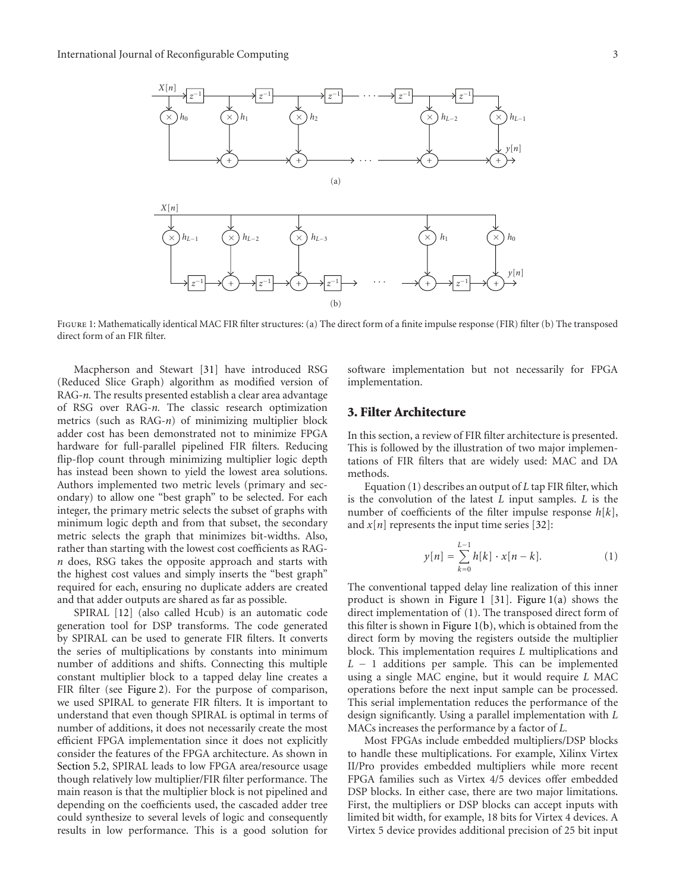Figure 1: Mathematically identical MAC FIR filter structures: (a) The direct form of a finite impulse response (FIR) filter (b) The transposed direct form of an FIR filter.

Macpherson and Stewart [31] have introduced RSG (Reduced Slice Graph) algorithm as modified version of RAG-*n*. The results presented establish a clear area advantage of RSG over RAG-*n*. The classic research optimization metrics (such as RAG-*n*) of minimizing multiplier block adder cost has been demonstrated not to minimize FPGA hardware for full-parallel pipelined FIR filters. Reducing flip-flop count through minimizing multiplier logic depth has instead been shown to yield the lowest area solutions. Authors implemented two metric levels (primary and secondary) to allow one "best graph" to be selected. For each integer, the primary metric selects the subset of graphs with minimum logic depth and from that subset, the secondary metric selects the graph that minimizes bit-widths. Also, rather than starting with the lowest cost coefficients as RAG-*n* does, RSG takes the opposite approach and starts with the highest cost values and simply inserts the "best graph" required for each, ensuring no duplicate adders are created and that adder outputs are shared as far as possible.

SPIRAL [12] (also called Hcub) is an automatic code generation tool for DSP transforms. The code generated by SPIRAL can be used to generate FIR filters. It converts the series of multiplications by constants into minimum number of additions and shifts. Connecting this multiple constant multiplier block to a tapped delay line creates a FIR filter (see Figure 2). For the purpose of comparison, we used SPIRAL to generate FIR filters. It is important to understand that even though SPIRAL is optimal in terms of number of additions, it does not necessarily create the most efficient FPGA implementation since it does not explicitly consider the features of the FPGA architecture. As shown in Section 5.2, SPIRAL leads to low FPGA area/resource usage though relatively low multiplier/FIR filter performance. The main reason is that the multiplier block is not pipelined and depending on the coefficients used, the cascaded adder tree could synthesize to several levels of logic and consequently results in low performance. This is a good solution for software implementation but not necessarily for FPGA implementation.

## 3. Filter Architecture

In this section, a review of FIR filter architecture is presented. This is followed by the illustration of two major implementations of FIR filters that are widely used: MAC and DA methods.

Equation (1) describes an output of $L$ tap FIR filter, which is the convolution of the latest $L$ input samples. $L$ is the number of coefficients of the filter impulse response $h[k]$, and $x[n]$ represents the input time series [32]:

$$y[n] = \sum_{k=0}^{L-1} h[k] \cdot x[n-k]. \quad (1)$$

The conventional tapped delay line realization of this inner product is shown in Figure 1 [31]. Figure 1(a) shows the direct implementation of (1). The transposed direct form of this filter is shown in Figure 1(b), which is obtained from the direct form by moving the registers outside the multiplier block. This implementation requires $L$ multiplications and $L - 1$ additions per sample. This can be implemented using a single MAC engine, but it would require $L$ MAC operations before the next input sample can be processed. This serial implementation reduces the performance of the design significantly. Using a parallel implementation with $L$ MACs increases the performance by a factor of $L$.

Most FPGAs include embedded multipliers/DSP blocks to handle these multiplications. For example, Xilinx Virtex II/Pro provides embedded multipliers while more recent FPGA families such as Virtex 4/5 devices offer embedded DSP blocks. In either case, there are two major limitations. First, the multipliers or DSP blocks can accept inputs with limited bit width, for example, 18 bits for Virtex 4 devices. A Virtex 5 device provides additional precision of 25 bit input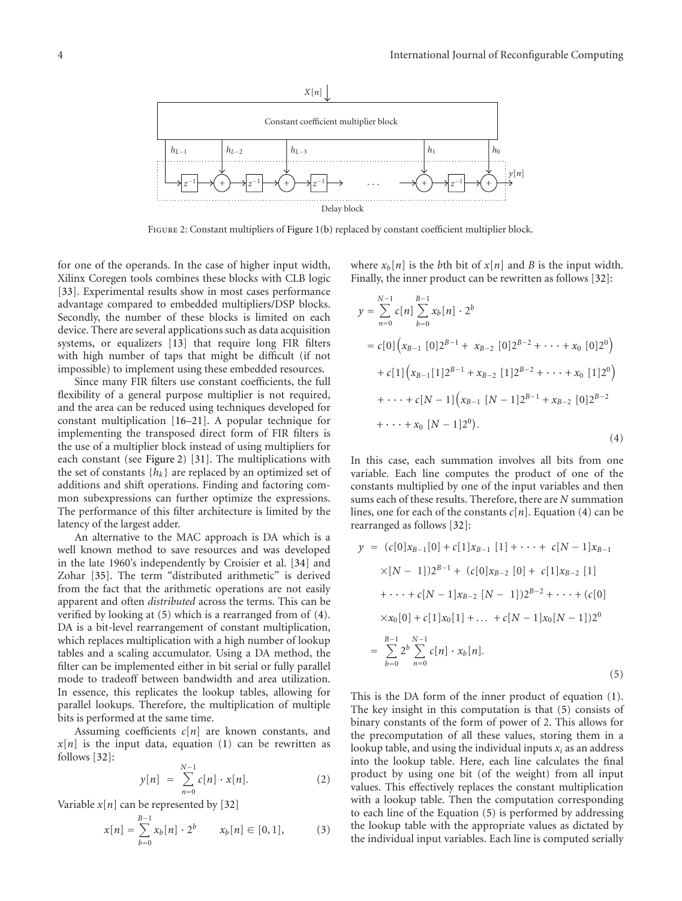Figure 2: Constant multipliers of Figure 1(b) replaced by constant coefficient multiplier block.

for one of the operands. In the case of higher input width, Xilinx Coregen tools combines these blocks with CLB logic [33]. Experimental results show in most cases performance advantage compared to embedded multipliers/DSP blocks. Secondly, the number of these blocks is limited on each device. There are several applications such as data acquisition systems, or equalizers [13] that require long FIR filters with high number of taps that might be difficult (if not impossible) to implement using these embedded resources.

Since many FIR filters use constant coefficients, the full flexibility of a general purpose multiplier is not required, and the area can be reduced using techniques developed for constant multiplication [16–21]. A popular technique for implementing the transposed direct form of FIR filters is the use of a multiplier block instead of using multipliers for each constant (see Figure 2) [31]. The multiplications with the set of constants $\{h_k\}$ are replaced by an optimized set of additions and shift operations. Finding and factoring common subexpressions can further optimize the expressions. The performance of this filter architecture is limited by the latency of the largest adder.

An alternative to the MAC approach is DA which is a well known method to save resources and was developed in the late 1960's independently by Croisier et al. [34] and Zohar [35]. The term "distributed arithmetic" is derived from the fact that the arithmetic operations are not easily apparent and often *distributed* across the terms. This can be verified by looking at (5) which is a rearranged from of (4). DA is a bit-level rearrangement of constant multiplication, which replaces multiplication with a high number of lookup tables and a scaling accumulator. Using a DA method, the filter can be implemented either in bit serial or fully parallel mode to tradeoff between bandwidth and area utilization. In essence, this replicates the lookup tables, allowing for parallel lookups. Therefore, the multiplication of multiple bits is performed at the same time.

Assuming coefficients $c[n]$ are known constants, and $x[n]$ is the input data, equation (1) can be rewritten as follows [32]:

$$y[n] = \sum_{n=0}^{N-1} c[n] \cdot x[n]. \tag{2}$$

Variable $x[n]$ can be represented by [32]

$$x[n] = \sum_{b=0}^{B-1} x_b[n] \cdot 2^b \qquad x_b[n] \in [0,1], \tag{3}$$

where $x_b[n]$ is the $b$th bit of $x[n]$ and $B$ is the input width. Finally, the inner product can be rewritten as follows [32]:

$$\begin{aligned} y &= \sum_{n=0}^{N-1} c[n] \sum_{b=0}^{B-1} x_b[n] \cdot 2^b \\ &= c[0]\left(x_{B-1}[0]2^{B-1} + x_{B-2}[0]2^{B-2} + \cdots + x_0[0]2^0\right) \\ &\quad + c[1]\left(x_{B-1}[1]2^{B-1} + x_{B-2}[1]2^{B-2} + \cdots + x_0[1]2^0\right) \\ &\quad + \cdots + c[N-1]\left(x_{B-1}[N-1]2^{B-1} + x_{B-2}[0]2^{B-2} \right. \\ &\quad \left. + \cdots + x_0[N-1]2^0\right). \end{aligned} \tag{4}$$

In this case, each summation involves all bits from one variable. Each line computes the product of one of the constants multiplied by one of the input variables and then sums each of these results. Therefore, there are $N$ summation lines, one for each of the constants $c[n]$. Equation (4) can be rearranged as follows [32]:

$$\begin{aligned} y &= (c[0]x_{B-1}[0] + c[1]x_{B-1}[1] + \cdots + c[N-1]x_{B-1} \\ &\quad \times [N-1])2^{B-1} + (c[0]x_{B-2}[0] + c[1]x_{B-2}[1] \\ &\quad + \cdots + c[N-1]x_{B-2}[N-1])2^{B-2} + \cdots + (c[0] \\ &\quad \times x_0[0] + c[1]x_0[1] + \ldots + c[N-1]x_0[N-1])2^0 \\ &= \sum_{b=0}^{B-1} 2^b \sum_{n=0}^{N-1} c[n] \cdot x_b[n]. \end{aligned} \tag{5}$$

This is the DA form of the inner product of equation (1). The key insight in this computation is that (5) consists of binary constants of the form of power of 2. This allows for the precomputation of all these values, storing them in a lookup table, and using the individual inputs $x_i$ as an address into the lookup table. Here, each line calculates the final product by using one bit (of the weight) from all input values. This effectively replaces the constant multiplication with a lookup table. Then the computation corresponding to each line of the Equation (5) is performed by addressing the lookup table with the appropriate values as dictated by the individual input variables. Each line is computed serially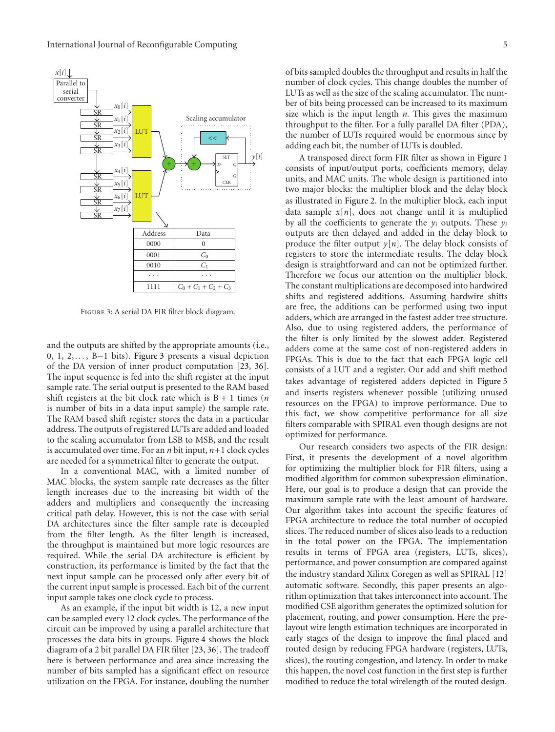x[i]

Parallel to serial converter

SR

SR

SR

SR

SR

SR

SR

SR

$x_0[i]$

$x_1[i]$

$x_2[i]$

$x_3[i]$

LUT

$x_4[i]$

$x_5[i]$

$x_6[i]$

$x_7[i]$

LUT

Scaling accumulator

<<

SET

D

Q

$\overline{Q}$

CLR

y[i]

| Address | Data |
|---|---|
| 0000 | 0 |
| 0001 | $C_0$ |
| 0010 | $C_1$ |
| ... | ... |
| 1111 | $C_0 + C_1 + C_2 + C_3$ |

Figure 3: A serial DA FIR filter block diagram.

and the outputs are shifted by the appropriate amounts (i.e., 0, 1, 2, ..., B−1 bits). Figure 3 presents a visual depiction of the DA version of inner product computation [23, 36]. The input sequence is fed into the shift register at the input sample rate. The serial output is presented to the RAM based shift registers at the bit clock rate which is B + 1 times ($n$ is number of bits in a data input sample) the sample rate. The RAM based shift register stores the data in a particular address. The outputs of registered LUTs are added and loaded to the scaling accumulator from LSB to MSB, and the result is accumulated over time. For an $n$ bit input, $n$+1 clock cycles are needed for a symmetrical filter to generate the output.

In a conventional MAC, with a limited number of MAC blocks, the system sample rate decreases as the filter length increases due to the increasing bit width of the adders and multipliers and consequently the increasing critical path delay. However, this is not the case with serial DA architectures since the filter sample rate is decoupled from the filter length. As the filter length is increased, the throughput is maintained but more logic resources are required. While the serial DA architecture is efficient by construction, its performance is limited by the fact that the next input sample can be processed only after every bit of the current input sample is processed. Each bit of the current input sample takes one clock cycle to process.

As an example, if the input bit width is 12, a new input can be sampled every 12 clock cycles. The performance of the circuit can be improved by using a parallel architecture that processes the data bits in groups. Figure 4 shows the block diagram of a 2 bit parallel DA FIR filter [23, 36]. The tradeoff here is between performance and area since increasing the number of bits sampled has a significant effect on resource utilization on the FPGA. For instance, doubling the number of bits sampled doubles the throughput and results in half the number of clock cycles. This change doubles the number of LUTs as well as the size of the scaling accumulator. The number of bits being processed can be increased to its maximum size which is the input length $n$. This gives the maximum throughput to the filter. For a fully parallel DA filter (PDA), the number of LUTs required would be enormous since by adding each bit, the number of LUTs is doubled.

A transposed direct form FIR filter as shown in Figure 1 consists of input/output ports, coefficients memory, delay units, and MAC units. The whole design is partitioned into two major blocks: the multiplier block and the delay block as illustrated in Figure 2. In the multiplier block, each input data sample $x[n]$, does not change until it is multiplied by all the coefficients to generate the $y_i$ outputs. These $y_i$ outputs are then delayed and added in the delay block to produce the filter output $y[n]$. The delay block consists of registers to store the intermediate results. The delay block design is straightforward and can not be optimized further. Therefore we focus our attention on the multiplier block. The constant multiplications are decomposed into hardwired shifts and registered additions. Assuming hardwire shifts are free, the additions can be performed using two input adders, which are arranged in the fastest adder tree structure. Also, due to using registered adders, the performance of the filter is only limited by the slowest adder. Registered adders come at the same cost of non-registered adders in FPGAs. This is due to the fact that each FPGA logic cell consists of a LUT and a register. Our add and shift method takes advantage of registered adders depicted in Figure 5 and inserts registers whenever possible (utilizing unused resources on the FPGA) to improve performance. Due to this fact, we show competitive performance for all size filters comparable with SPIRAL even though designs are not optimized for performance.

Our research considers two aspects of the FIR design: First, it presents the development of a novel algorithm for optimizing the multiplier block for FIR filters, using a modified algorithm for common subexpression elimination. Here, our goal is to produce a design that can provide the maximum sample rate with the least amount of hardware. Our algorithm takes into account the specific features of FPGA architecture to reduce the total number of occupied slices. The reduced number of slices also leads to a reduction in the total power on the FPGA. The implementation results in terms of FPGA area (registers, LUTs, slices), performance, and power consumption are compared against the industry standard Xilinx Coregen as well as SPIRAL [12] automatic software. Secondly, this paper presents an algorithm optimization that takes interconnect into account. The modified CSE algorithm generates the optimized solution for placement, routing, and power consumption. Here the pre-layout wire length estimation techniques are incorporated in early stages of the design to improve the final placed and routed design by reducing FPGA hardware (registers, LUTs, slices), the routing congestion, and latency. In order to make this happen, the novel cost function in the first step is further modified to reduce the total wirelength of the routed design.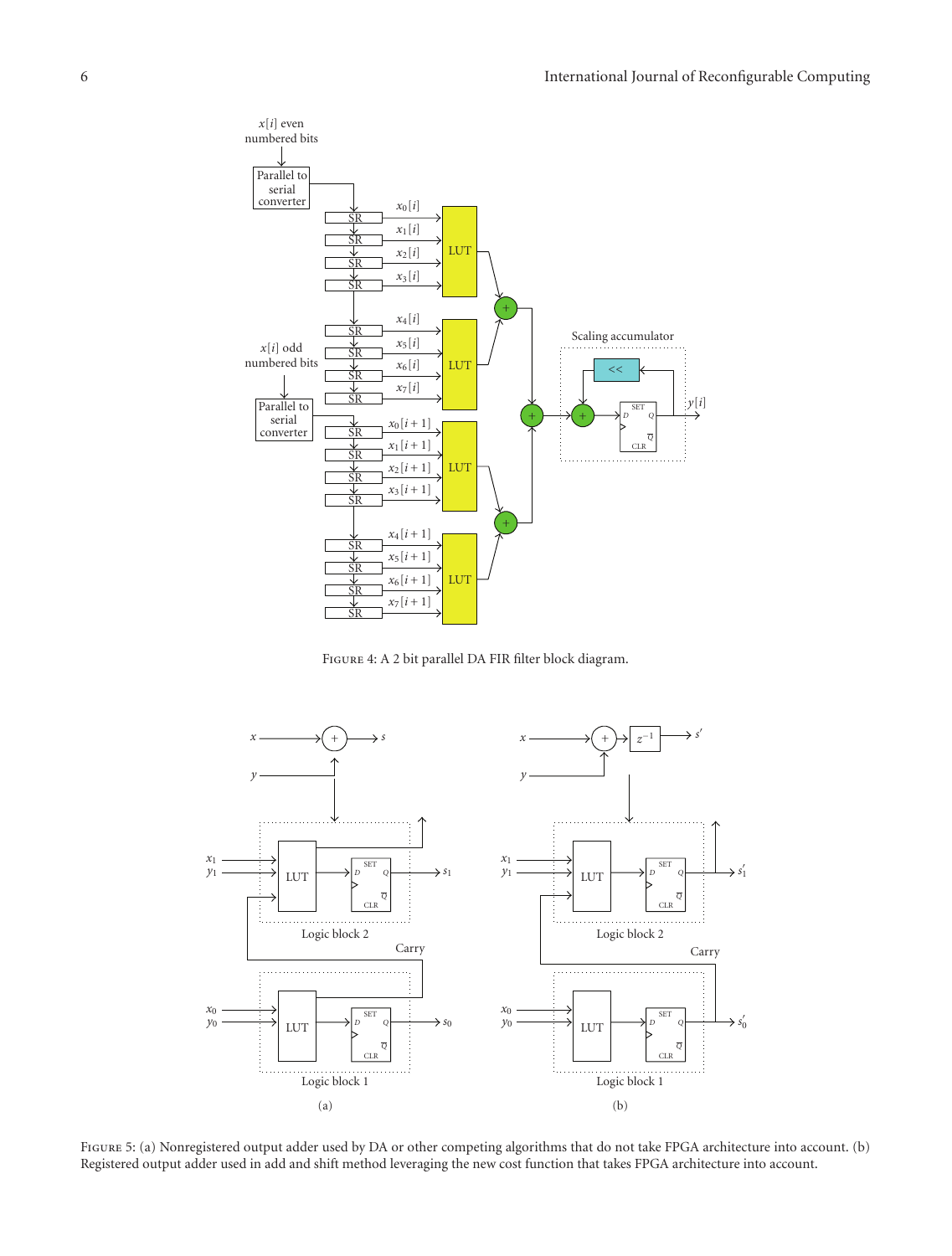FIGURE 4: A 2 bit parallel DA FIR filter block diagram.

FIGURE 5: (a) Nonregistered output adder used by DA or other competing algorithms that do not take FPGA architecture into account. (b) Registered output adder used in add and shift method leveraging the new cost function that takes FPGA architecture into account.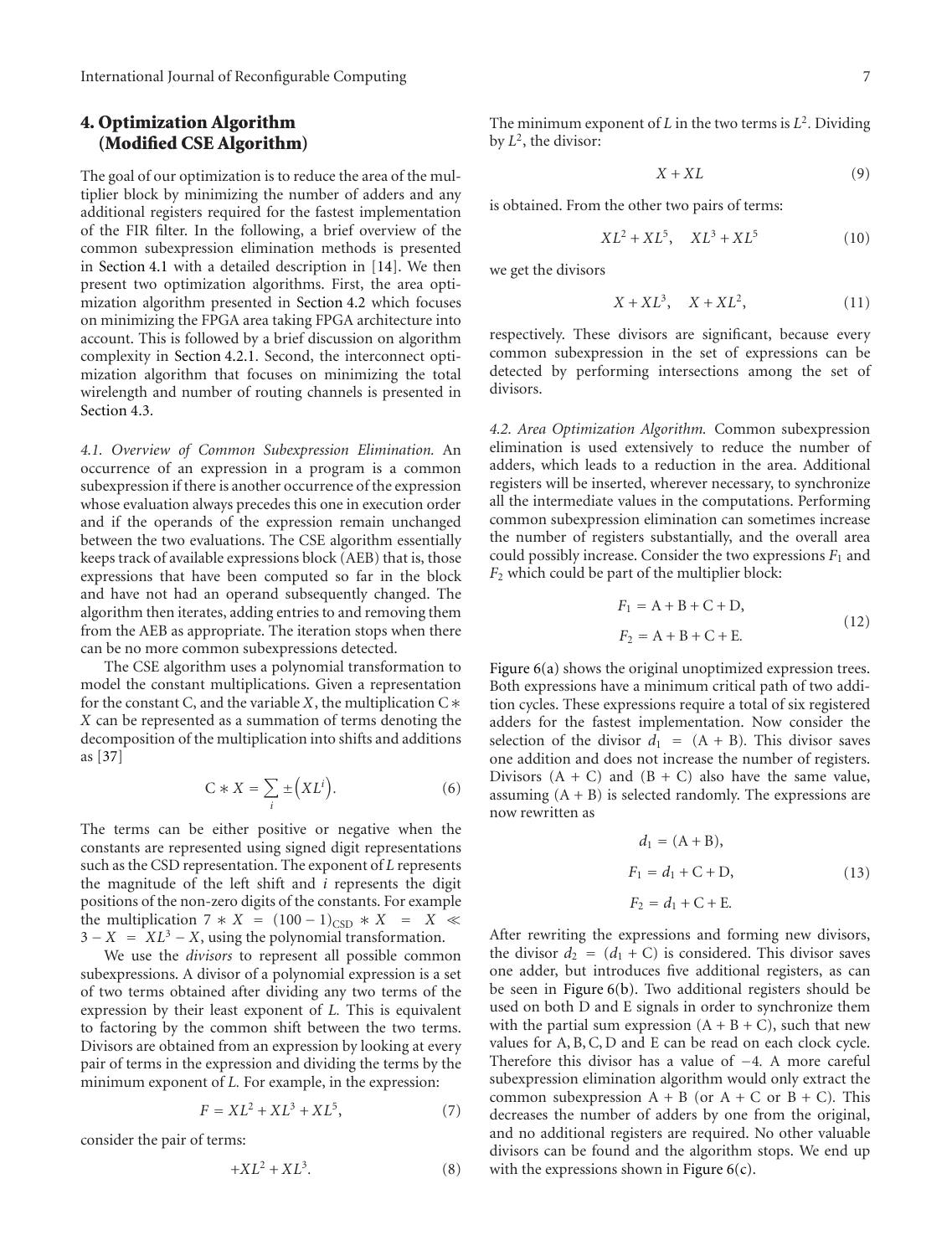## 4. Optimization Algorithm (Modified CSE Algorithm)

The goal of our optimization is to reduce the area of the multiplier block by minimizing the number of adders and any additional registers required for the fastest implementation of the FIR filter. In the following, a brief overview of the common subexpression elimination methods is presented in Section 4.1 with a detailed description in [14]. We then present two optimization algorithms. First, the area optimization algorithm presented in Section 4.2 which focuses on minimizing the FPGA area taking FPGA architecture into account. This is followed by a brief discussion on algorithm complexity in Section 4.2.1. Second, the interconnect optimization algorithm that focuses on minimizing the total wirelength and number of routing channels is presented in Section 4.3.

*4.1. Overview of Common Subexpression Elimination.* An occurrence of an expression in a program is a common subexpression if there is another occurrence of the expression whose evaluation always precedes this one in execution order and if the operands of the expression remain unchanged between the two evaluations. The CSE algorithm essentially keeps track of available expressions block (AEB) that is, those expressions that have been computed so far in the block and have not had an operand subsequently changed. The algorithm then iterates, adding entries to and removing them from the AEB as appropriate. The iteration stops when there can be no more common subexpressions detected.

The CSE algorithm uses a polynomial transformation to model the constant multiplications. Given a representation for the constant C, and the variable $X$, the multiplication $C * X$ can be represented as a summation of terms denoting the decomposition of the multiplication into shifts and additions as [37]

$$C * X = \sum_{i} \pm \left(XL^{i}\right). \tag{6}$$

The terms can be either positive or negative when the constants are represented using signed digit representations such as the CSD representation. The exponent of $L$ represents the magnitude of the left shift and $i$ represents the digit positions of the non-zero digits of the constants. For example the multiplication $7 * X = (100-1)_{\text{CSD}} * X = X \ll 3 - X = XL^3 - X$, using the polynomial transformation.

We use the *divisors* to represent all possible common subexpressions. A divisor of a polynomial expression is a set of two terms obtained after dividing any two terms of the expression by their least exponent of $L$. This is equivalent to factoring by the common shift between the two terms. Divisors are obtained from an expression by looking at every pair of terms in the expression and dividing the terms by the minimum exponent of $L$. For example, in the expression:

$$F = XL^2 + XL^3 + XL^5, \tag{7}$$

consider the pair of terms:

$$+XL^2 + XL^3. \tag{8}$$

The minimum exponent of $L$ in the two terms is $L^2$. Dividing by $L^2$, the divisor:

$$X + XL \tag{9}$$

is obtained. From the other two pairs of terms:

$$XL^2 + XL^5, \quad XL^3 + XL^5 \tag{10}$$

we get the divisors

$$X + XL^3, \quad X + XL^2, \tag{11}$$

respectively. These divisors are significant, because every common subexpression in the set of expressions can be detected by performing intersections among the set of divisors.

*4.2. Area Optimization Algorithm.* Common subexpression elimination is used extensively to reduce the number of adders, which leads to a reduction in the area. Additional registers will be inserted, wherever necessary, to synchronize all the intermediate values in the computations. Performing common subexpression elimination can sometimes increase the number of registers substantially, and the overall area could possibly increase. Consider the two expressions $F_1$ and $F_2$ which could be part of the multiplier block:

$$F_1 = A + B + C + D,$$
$$F_2 = A + B + C + E. \tag{12}$$

Figure 6(a) shows the original unoptimized expression trees. Both expressions have a minimum critical path of two addition cycles. These expressions require a total of six registered adders for the fastest implementation. Now consider the selection of the divisor $d_1 = (A + B)$. This divisor saves one addition and does not increase the number of registers. Divisors $(A + C)$ and $(B + C)$ also have the same value, assuming $(A + B)$ is selected randomly. The expressions are now rewritten as

$$d_1 = (A + B),$$
$$F_1 = d_1 + C + D, \tag{13}$$
$$F_2 = d_1 + C + E.$$

After rewriting the expressions and forming new divisors, the divisor $d_2 = (d_1 + C)$ is considered. This divisor saves one adder, but introduces five additional registers, as can be seen in Figure 6(b). Two additional registers should be used on both D and E signals in order to synchronize them with the partial sum expression $(A + B + C)$, such that new values for $A, B, C, D$ and E can be read on each clock cycle. Therefore this divisor has a value of $-4$. A more careful subexpression elimination algorithm would only extract the common subexpression $A + B$ (or $A + C$ or $B + C$). This decreases the number of adders by one from the original, and no additional registers are required. No other valuable divisors can be found and the algorithm stops. We end up with the expressions shown in Figure 6(c).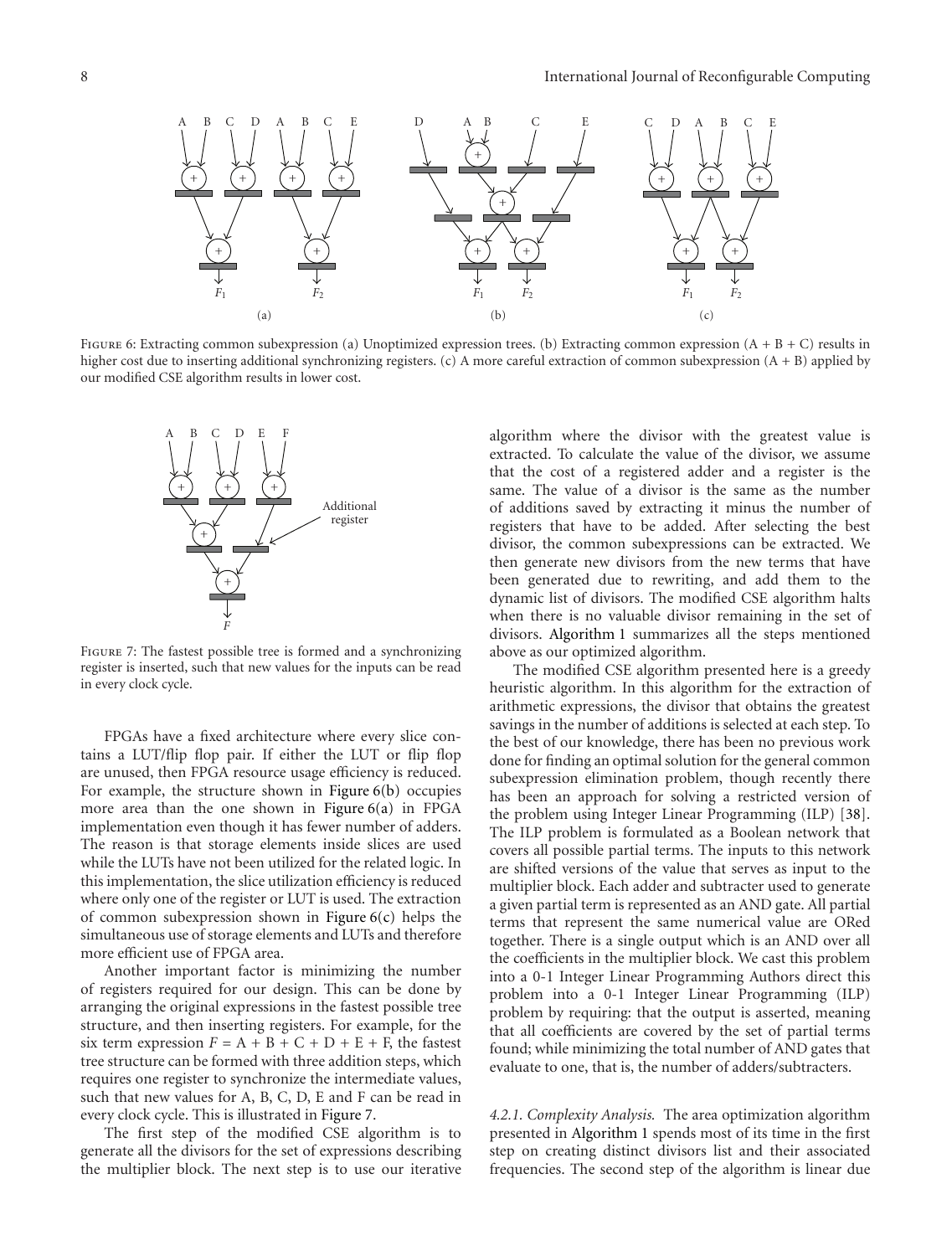A B C D A B C E

$F_1$ $F_2$

(a)

D A B C E

$F_1$ $F_2$

(b)

C D A B C E

$F_1$ $F_2$

(c)

Figure 6: Extracting common subexpression (a) Unoptimized expression trees. (b) Extracting common expression (A + B + C) results in higher cost due to inserting additional synchronizing registers. (c) A more careful extraction of common subexpression (A + B) applied by our modified CSE algorithm results in lower cost.

A B C D E F

Additional register

$F$

Figure 7: The fastest possible tree is formed and a synchronizing register is inserted, such that new values for the inputs can be read in every clock cycle.

FPGAs have a fixed architecture where every slice contains a LUT/flip flop pair. If either the LUT or flip flop are unused, then FPGA resource usage efficiency is reduced. For example, the structure shown in Figure 6(b) occupies more area than the one shown in Figure 6(a) in FPGA implementation even though it has fewer number of adders. The reason is that storage elements inside slices are used while the LUTs have not been utilized for the related logic. In this implementation, the slice utilization efficiency is reduced where only one of the register or LUT is used. The extraction of common subexpression shown in Figure 6(c) helps the simultaneous use of storage elements and LUTs and therefore more efficient use of FPGA area.

Another important factor is minimizing the number of registers required for our design. This can be done by arranging the original expressions in the fastest possible tree structure, and then inserting registers. For example, for the six term expression $F = A + B + C + D + E + F$, the fastest tree structure can be formed with three addition steps, which requires one register to synchronize the intermediate values, such that new values for A, B, C, D, E and F can be read in every clock cycle. This is illustrated in Figure 7.

The first step of the modified CSE algorithm is to generate all the divisors for the set of expressions describing the multiplier block. The next step is to use our iterative algorithm where the divisor with the greatest value is extracted. To calculate the value of the divisor, we assume that the cost of a registered adder and a register is the same. The value of a divisor is the same as the number of additions saved by extracting it minus the number of registers that have to be added. After selecting the best divisor, the common subexpressions can be extracted. We then generate new divisors from the new terms that have been generated due to rewriting, and add them to the dynamic list of divisors. The modified CSE algorithm halts when there is no valuable divisor remaining in the set of divisors. Algorithm 1 summarizes all the steps mentioned above as our optimized algorithm.

The modified CSE algorithm presented here is a greedy heuristic algorithm. In this algorithm for the extraction of arithmetic expressions, the divisor that obtains the greatest savings in the number of additions is selected at each step. To the best of our knowledge, there has been no previous work done for finding an optimal solution for the general common subexpression elimination problem, though recently there has been an approach for solving a restricted version of the problem using Integer Linear Programming (ILP) [38]. The ILP problem is formulated as a Boolean network that covers all possible partial terms. The inputs to this network are shifted versions of the value that serves as input to the multiplier block. Each adder and subtracter used to generate a given partial term is represented as an AND gate. All partial terms that represent the same numerical value are ORed together. There is a single output which is an AND over all the coefficients in the multiplier block. We cast this problem into a 0-1 Integer Linear Programming Authors direct this problem into a 0-1 Integer Linear Programming (ILP) problem by requiring: that the output is asserted, meaning that all coefficients are covered by the set of partial terms found; while minimizing the total number of AND gates that evaluate to one, that is, the number of adders/subtracters.

*4.2.1. Complexity Analysis.* The area optimization algorithm presented in Algorithm 1 spends most of its time in the first step on creating distinct divisors list and their associated frequencies. The second step of the algorithm is linear due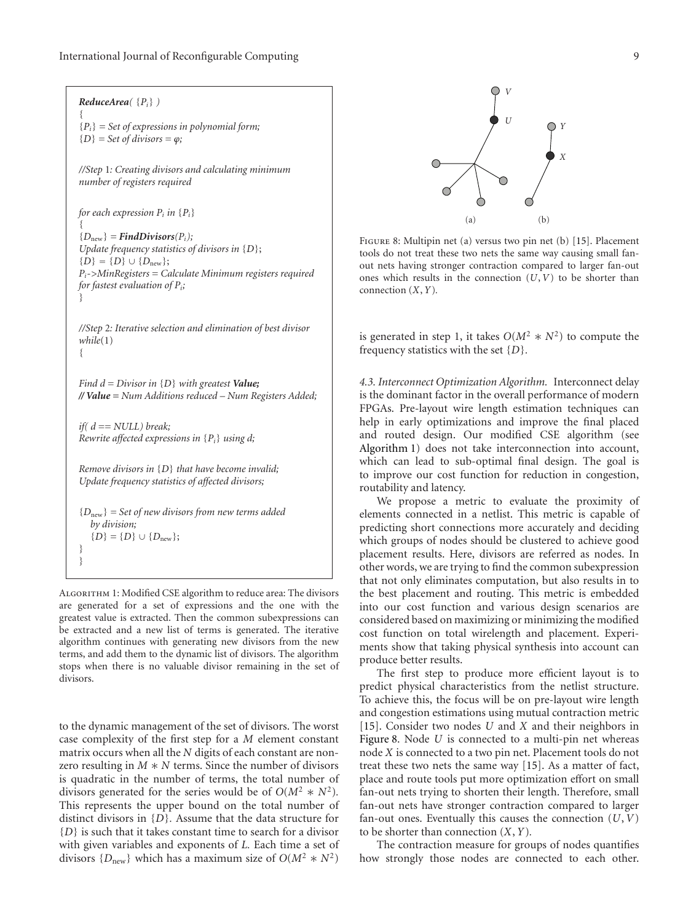```
ReduceArea( {P_i} )
{
{P_i} = Set of expressions in polynomial form;
{D} = Set of divisors = φ;

//Step 1: Creating divisors and calculating minimum
number of registers required

for each expression P_i in {P_i}
{
{D_new} = FindDivisors(P_i);
Update frequency statistics of divisors in {D};
{D} = {D} ∪ {D_new};
P_i->MinRegisters = Calculate Minimum registers required
for fastest evaluation of P_i;
}

//Step 2: Iterative selection and elimination of best divisor
while(1)
{

Find d = Divisor in {D} with greatest Value;
// Value = Num Additions reduced – Num Registers Added;

if( d == NULL) break;
Rewrite affected expressions in {P_i} using d;

Remove divisors in {D} that have become invalid;
Update frequency statistics of affected divisors;

{D_new} = Set of new divisors from new terms added
   by division;
   {D} = {D} ∪ {D_new};
}
}
```

Algorithm 1: Modified CSE algorithm to reduce area: The divisors are generated for a set of expressions and the one with the greatest value is extracted. Then the common subexpressions can be extracted and a new list of terms is generated. The iterative algorithm continues with generating new divisors from the new terms, and add them to the dynamic list of divisors. The algorithm stops when there is no valuable divisor remaining in the set of divisors.

to the dynamic management of the set of divisors. The worst case complexity of the first step for a $M$ element constant matrix occurs when all the $N$ digits of each constant are nonzero resulting in $M * N$ terms. Since the number of divisors is quadratic in the number of terms, the total number of divisors generated for the series would be of $O(M^2 * N^2)$. This represents the upper bound on the total number of distinct divisors in $\{D\}$. Assume that the data structure for $\{D\}$ is such that it takes constant time to search for a divisor with given variables and exponents of $L$. Each time a set of divisors $\{D_{\text{new}}\}$ which has a maximum size of $O(M^2 * N^2)$ is generated in step 1, it takes $O(M^2 * N^2)$ to compute the frequency statistics with the set $\{D\}$.

Figure 8: Multipin net (a) versus two pin net (b) [15]. Placement tools do not treat these two nets the same way causing small fanout nets having stronger contraction compared to larger fan-out ones which results in the connection $(U, V)$ to be shorter than connection $(X, Y)$.

*4.3. Interconnect Optimization Algorithm.* Interconnect delay is the dominant factor in the overall performance of modern FPGAs. Pre-layout wire length estimation techniques can help in early optimizations and improve the final placed and routed design. Our modified CSE algorithm (see Algorithm 1) does not take interconnection into account, which can lead to sub-optimal final design. The goal is to improve our cost function for reduction in congestion, routability and latency.

We propose a metric to evaluate the proximity of elements connected in a netlist. This metric is capable of predicting short connections more accurately and deciding which groups of nodes should be clustered to achieve good placement results. Here, divisors are referred as nodes. In other words, we are trying to find the common subexpression that not only eliminates computation, but also results in to the best placement and routing. This metric is embedded into our cost function and various design scenarios are considered based on maximizing or minimizing the modified cost function on total wirelength and placement. Experiments show that taking physical synthesis into account can produce better results.

The first step to produce more efficient layout is to predict physical characteristics from the netlist structure. To achieve this, the focus will be on pre-layout wire length and congestion estimations using mutual contraction metric [15]. Consider two nodes $U$ and $X$ and their neighbors in Figure 8. Node $U$ is connected to a multi-pin net whereas node $X$ is connected to a two pin net. Placement tools do not treat these two nets the same way [15]. As a matter of fact, place and route tools put more optimization effort on small fan-out nets trying to shorten their length. Therefore, small fan-out nets have stronger contraction compared to larger fan-out ones. Eventually this causes the connection $(U, V)$ to be shorter than connection $(X, Y)$.

The contraction measure for groups of nodes quantifies how strongly those nodes are connected to each other.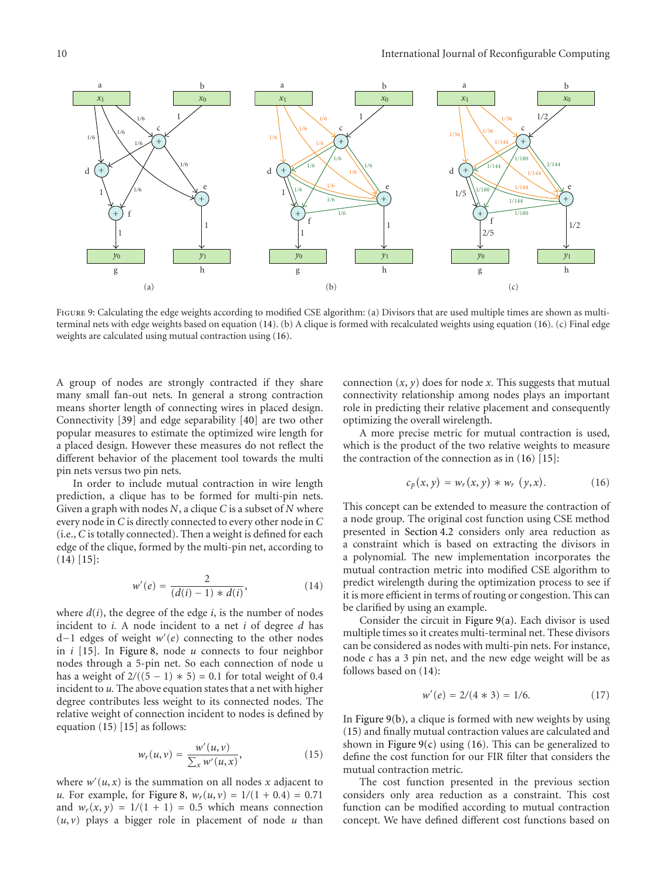Figure 9: Calculating the edge weights according to modified CSE algorithm: (a) Divisors that are used multiple times are shown as multi-terminal nets with edge weights based on equation (14). (b) A clique is formed with recalculated weights using equation (16). (c) Final edge weights are calculated using mutual contraction using (16).

A group of nodes are strongly contracted if they share many small fan-out nets. In general a strong contraction means shorter length of connecting wires in placed design. Connectivity [39] and edge separability [40] are two other popular measures to estimate the optimized wire length for a placed design. However these measures do not reflect the different behavior of the placement tool towards the multi pin nets versus two pin nets.

In order to include mutual contraction in wire length prediction, a clique has to be formed for multi-pin nets. Given a graph with nodes $N$, a clique $C$ is a subset of $N$ where every node in $C$ is directly connected to every other node in $C$ (i.e., $C$ is totally connected). Then a weight is defined for each edge of the clique, formed by the multi-pin net, according to (14) [15]:

$$w'(e) = \frac{2}{(d(i) - 1) * d(i)}, \tag{14}$$

where $d(i)$, the degree of the edge $i$, is the number of nodes incident to $i$. A node incident to a net $i$ of degree $d$ has $d-1$ edges of weight $w'(e)$ connecting to the other nodes in $i$ [15]. In Figure 8, node $u$ connects to four neighbor nodes through a 5-pin net. So each connection of node u has a weight of $2/((5-1)*5) = 0.1$ for total weight of 0.4 incident to $u$. The above equation states that a net with higher degree contributes less weight to its connected nodes. The relative weight of connection incident to nodes is defined by equation (15) [15] as follows:

$$w_r(u, v) = \frac{w'(u, v)}{\sum_x w'(u, x)}, \tag{15}$$

where $w'(u, x)$ is the summation on all nodes $x$ adjacent to $u$. For example, for Figure 8, $w_r(u, v) = 1/(1 + 0.4) = 0.71$ and $w_r(x, y) = 1/(1 + 1) = 0.5$ which means connection $(u, v)$ plays a bigger role in placement of node $u$ than connection $(x, y)$ does for node $x$. This suggests that mutual connectivity relationship among nodes plays an important role in predicting their relative placement and consequently optimizing the overall wirelength.

A more precise metric for mutual contraction is used, which is the product of the two relative weights to measure the contraction of the connection as in (16) [15]:

$$c_p(x, y) = w_r(x, y) * w_r(y, x). \tag{16}$$

This concept can be extended to measure the contraction of a node group. The original cost function using CSE method presented in Section 4.2 considers only area reduction as a constraint which is based on extracting the divisors in a polynomial. The new implementation incorporates the mutual contraction metric into modified CSE algorithm to predict wirelength during the optimization process to see if it is more efficient in terms of routing or congestion. This can be clarified by using an example.

Consider the circuit in Figure 9(a). Each divisor is used multiple times so it creates multi-terminal net. These divisors can be considered as nodes with multi-pin nets. For instance, node $c$ has a 3 pin net, and the new edge weight will be as follows based on (14):

$$w'(e) = 2/(4 * 3) = 1/6. \tag{17}$$

In Figure 9(b), a clique is formed with new weights by using (15) and finally mutual contraction values are calculated and shown in Figure 9(c) using (16). This can be generalized to define the cost function for our FIR filter that considers the mutual contraction metric.

The cost function presented in the previous section considers only area reduction as a constraint. This cost function can be modified according to mutual contraction concept. We have defined different cost functions based on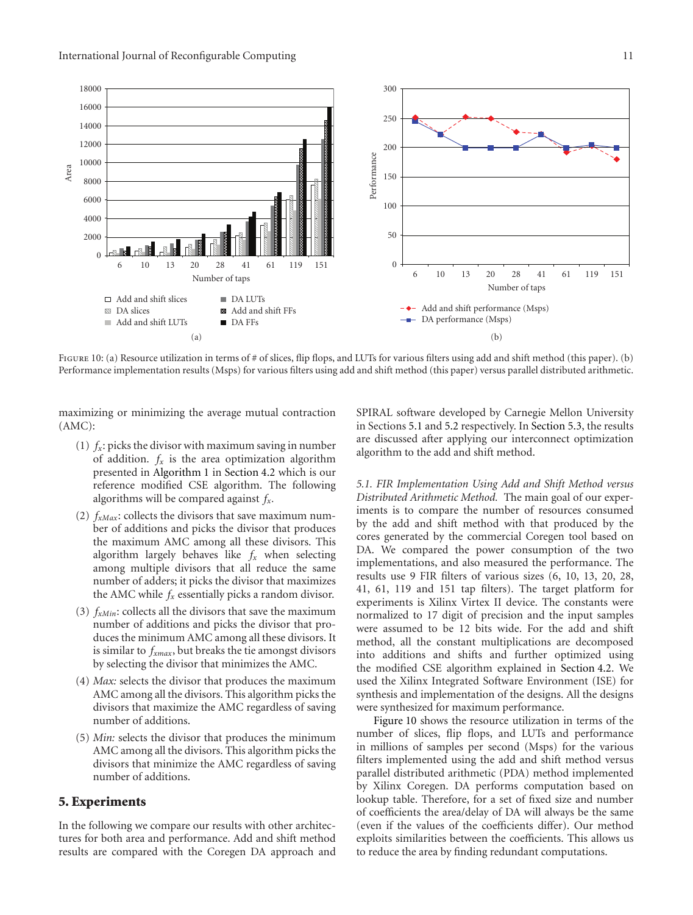FIGURE 10: (a) Resource utilization in terms of # of slices, flip flops, and LUTs for various filters using add and shift method (this paper). (b) Performance implementation results (Msps) for various filters using add and shift method (this paper) versus parallel distributed arithmetic.

maximizing or minimizing the average mutual contraction (AMC):

(1) $f_x$: picks the divisor with maximum saving in number of addition. $f_x$ is the area optimization algorithm presented in Algorithm 1 in Section 4.2 which is our reference modified CSE algorithm. The following algorithms will be compared against $f_x$.

(2) $f_{xMax}$: collects the divisors that save maximum number of additions and picks the divisor that produces the maximum AMC among all these divisors. This algorithm largely behaves like $f_x$ when selecting among multiple divisors that all reduce the same number of adders; it picks the divisor that maximizes the AMC while $f_x$ essentially picks a random divisor.

(3) $f_{xMin}$: collects all the divisors that save the maximum number of additions and picks the divisor that produces the minimum AMC among all these divisors. It is similar to $f_{xmax}$, but breaks the tie amongst divisors by selecting the divisor that minimizes the AMC.

(4) *Max:* selects the divisor that produces the maximum AMC among all the divisors. This algorithm picks the divisors that maximize the AMC regardless of saving number of additions.

(5) *Min:* selects the divisor that produces the minimum AMC among all the divisors. This algorithm picks the divisors that minimize the AMC regardless of saving number of additions.

## 5. Experiments

In the following we compare our results with other architectures for both area and performance. Add and shift method results are compared with the Coregen DA approach and SPIRAL software developed by Carnegie Mellon University in Sections 5.1 and 5.2 respectively. In Section 5.3, the results are discussed after applying our interconnect optimization algorithm to the add and shift method.

*5.1. FIR Implementation Using Add and Shift Method versus Distributed Arithmetic Method.* The main goal of our experiments is to compare the number of resources consumed by the add and shift method with that produced by the cores generated by the commercial Coregen tool based on DA. We compared the power consumption of the two implementations, and also measured the performance. The results use 9 FIR filters of various sizes (6, 10, 13, 20, 28, 41, 61, 119 and 151 tap filters). The target platform for experiments is Xilinx Virtex II device. The constants were normalized to 17 digit of precision and the input samples were assumed to be 12 bits wide. For the add and shift method, all the constant multiplications are decomposed into additions and shifts and further optimized using the modified CSE algorithm explained in Section 4.2. We used the Xilinx Integrated Software Environment (ISE) for synthesis and implementation of the designs. All the designs were synthesized for maximum performance.

Figure 10 shows the resource utilization in terms of the number of slices, flip flops, and LUTs and performance in millions of samples per second (Msps) for the various filters implemented using the add and shift method versus parallel distributed arithmetic (PDA) method implemented by Xilinx Coregen. DA performs computation based on lookup table. Therefore, for a set of fixed size and number of coefficients the area/delay of DA will always be the same (even if the values of the coefficients differ). Our method exploits similarities between the coefficients. This allows us to reduce the area by finding redundant computations.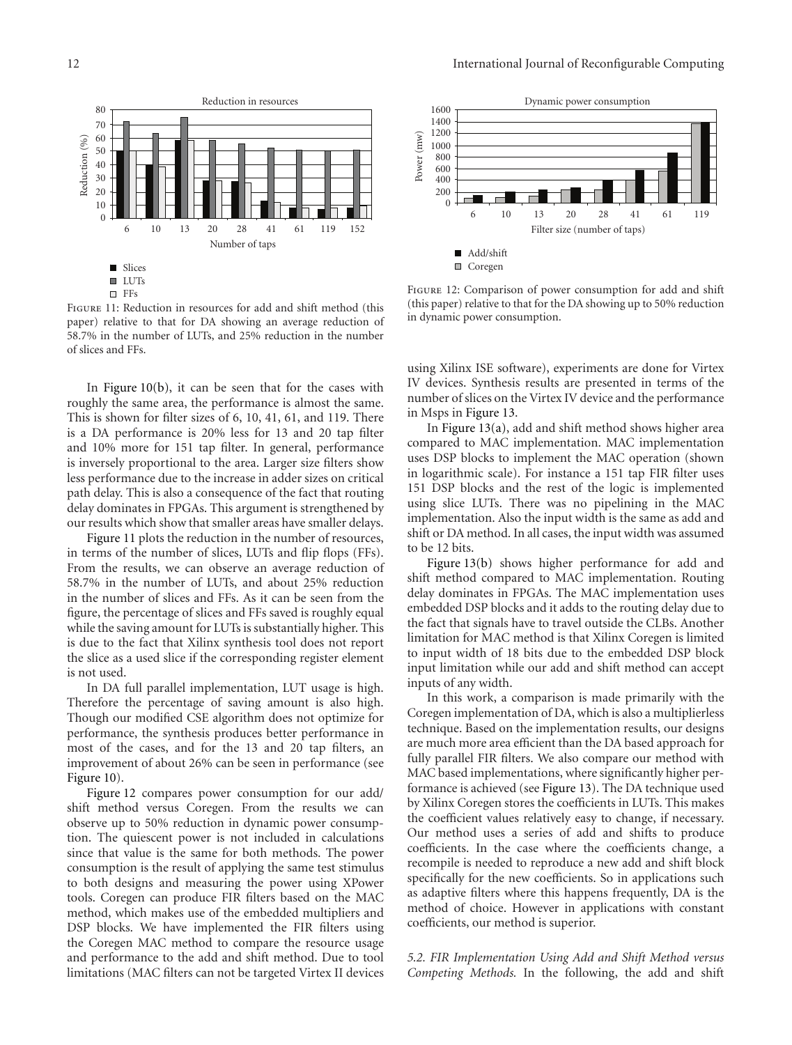Figure 11: Reduction in resources for add and shift method (this paper) relative to that for DA showing an average reduction of 58.7% in the number of LUTs, and 25% reduction in the number of slices and FFs.

Figure 12: Comparison of power consumption for add and shift (this paper) relative to that for the DA showing up to 50% reduction in dynamic power consumption.

In Figure 10(b), it can be seen that for the cases with roughly the same area, the performance is almost the same. This is shown for filter sizes of 6, 10, 41, 61, and 119. There is a DA performance is 20% less for 13 and 20 tap filter and 10% more for 151 tap filter. In general, performance is inversely proportional to the area. Larger size filters show less performance due to the increase in adder sizes on critical path delay. This is also a consequence of the fact that routing delay dominates in FPGAs. This argument is strengthened by our results which show that smaller areas have smaller delays.

Figure 11 plots the reduction in the number of resources, in terms of the number of slices, LUTs and flip flops (FFs). From the results, we can observe an average reduction of 58.7% in the number of LUTs, and about 25% reduction in the number of slices and FFs. As it can be seen from the figure, the percentage of slices and FFs saved is roughly equal while the saving amount for LUTs is substantially higher. This is due to the fact that Xilinx synthesis tool does not report the slice as a used slice if the corresponding register element is not used.

In DA full parallel implementation, LUT usage is high. Therefore the percentage of saving amount is also high. Though our modified CSE algorithm does not optimize for performance, the synthesis produces better performance in most of the cases, and for the 13 and 20 tap filters, an improvement of about 26% can be seen in performance (see Figure 10).

Figure 12 compares power consumption for our add/shift method versus Coregen. From the results we can observe up to 50% reduction in dynamic power consumption. The quiescent power is not included in calculations since that value is the same for both methods. The power consumption is the result of applying the same test stimulus to both designs and measuring the power using XPower tools. Coregen can produce FIR filters based on the MAC method, which makes use of the embedded multipliers and DSP blocks. We have implemented the FIR filters using the Coregen MAC method to compare the resource usage and performance to the add and shift method. Due to tool limitations (MAC filters can not be targeted Virtex II devices using Xilinx ISE software), experiments are done for Virtex IV devices. Synthesis results are presented in terms of the number of slices on the Virtex IV device and the performance in Msps in Figure 13.

In Figure 13(a), add and shift method shows higher area compared to MAC implementation. MAC implementation uses DSP blocks to implement the MAC operation (shown in logarithmic scale). For instance a 151 tap FIR filter uses 151 DSP blocks and the rest of the logic is implemented using slice LUTs. There was no pipelining in the MAC implementation. Also the input width is the same as add and shift or DA method. In all cases, the input width was assumed to be 12 bits.

Figure 13(b) shows higher performance for add and shift method compared to MAC implementation. Routing delay dominates in FPGAs. The MAC implementation uses embedded DSP blocks and it adds to the routing delay due to the fact that signals have to travel outside the CLBs. Another limitation for MAC method is that Xilinx Coregen is limited to input width of 18 bits due to the embedded DSP block input limitation while our add and shift method can accept inputs of any width.

In this work, a comparison is made primarily with the Coregen implementation of DA, which is also a multiplierless technique. Based on the implementation results, our designs are much more area efficient than the DA based approach for fully parallel FIR filters. We also compare our method with MAC based implementations, where significantly higher performance is achieved (see Figure 13). The DA technique used by Xilinx Coregen stores the coefficients in LUTs. This makes the coefficient values relatively easy to change, if necessary. Our method uses a series of add and shifts to produce coefficients. In the case where the coefficients change, a recompile is needed to reproduce a new add and shift block specifically for the new coefficients. So in applications such as adaptive filters where this happens frequently, DA is the method of choice. However in applications with constant coefficients, our method is superior.

*5.2. FIR Implementation Using Add and Shift Method versus Competing Methods.* In the following, the add and shift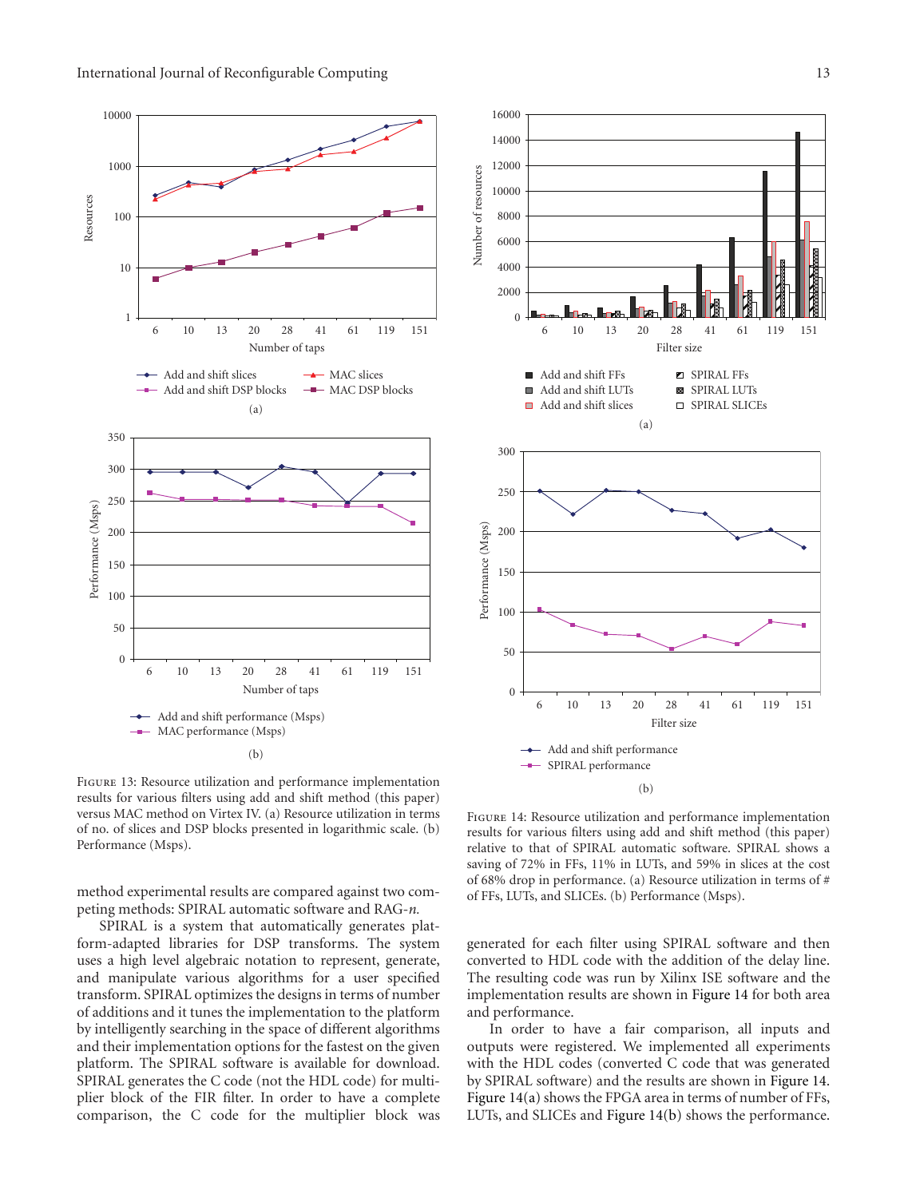Figure 13: Resource utilization and performance implementation results for various filters using add and shift method (this paper) versus MAC method on Virtex IV. (a) Resource utilization in terms of no. of slices and DSP blocks presented in logarithmic scale. (b) Performance (Msps).

method experimental results are compared against two competing methods: SPIRAL automatic software and RAG-*n.*

SPIRAL is a system that automatically generates platform-adapted libraries for DSP transforms. The system uses a high level algebraic notation to represent, generate, and manipulate various algorithms for a user specified transform. SPIRAL optimizes the designs in terms of number of additions and it tunes the implementation to the platform by intelligently searching in the space of different algorithms and their implementation options for the fastest on the given platform. The SPIRAL software is available for download. SPIRAL generates the C code (not the HDL code) for multiplier block of the FIR filter. In order to have a complete comparison, the C code for the multiplier block was generated for each filter using SPIRAL software and then converted to HDL code with the addition of the delay line. The resulting code was run by Xilinx ISE software and the implementation results are shown in Figure 14 for both area and performance.

Figure 14: Resource utilization and performance implementation results for various filters using add and shift method (this paper) relative to that of SPIRAL automatic software. SPIRAL shows a saving of 72% in FFs, 11% in LUTs, and 59% in slices at the cost of 68% drop in performance. (a) Resource utilization in terms of # of FFs, LUTs, and SLICEs. (b) Performance (Msps).

In order to have a fair comparison, all inputs and outputs were registered. We implemented all experiments with the HDL codes (converted C code that was generated by SPIRAL software) and the results are shown in Figure 14. Figure 14(a) shows the FPGA area in terms of number of FFs, LUTs, and SLICEs and Figure 14(b) shows the performance.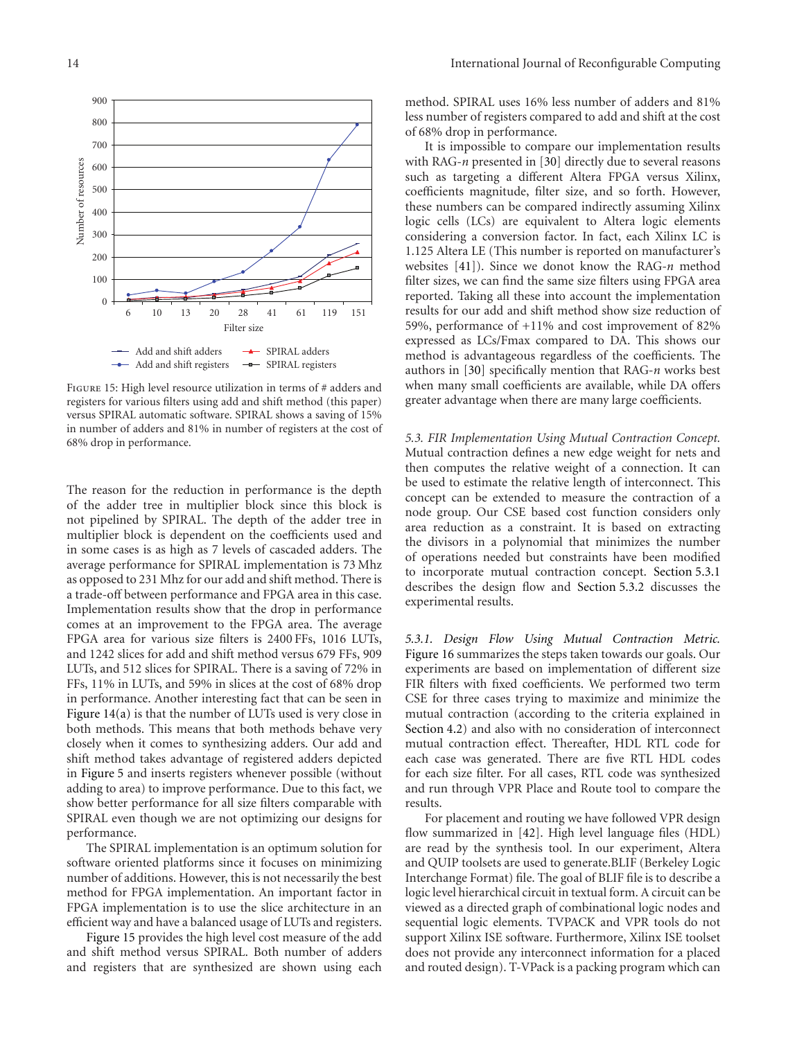FIGURE 15: High level resource utilization in terms of # adders and registers for various filters using add and shift method (this paper) versus SPIRAL automatic software. SPIRAL shows a saving of 15% in number of adders and 81% in number of registers at the cost of 68% drop in performance.

The reason for the reduction in performance is the depth of the adder tree in multiplier block since this block is not pipelined by SPIRAL. The depth of the adder tree in multiplier block is dependent on the coefficients used and in some cases is as high as 7 levels of cascaded adders. The average performance for SPIRAL implementation is 73 Mhz as opposed to 231 Mhz for our add and shift method. There is a trade-off between performance and FPGA area in this case. Implementation results show that the drop in performance comes at an improvement to the FPGA area. The average FPGA area for various size filters is 2400 FFs, 1016 LUTs, and 1242 slices for add and shift method versus 679 FFs, 909 LUTs, and 512 slices for SPIRAL. There is a saving of 72% in FFs, 11% in LUTs, and 59% in slices at the cost of 68% drop in performance. Another interesting fact that can be seen in Figure 14(a) is that the number of LUTs used is very close in both methods. This means that both methods behave very closely when it comes to synthesizing adders. Our add and shift method takes advantage of registered adders depicted in Figure 5 and inserts registers whenever possible (without adding to area) to improve performance. Due to this fact, we show better performance for all size filters comparable with SPIRAL even though we are not optimizing our designs for performance.

The SPIRAL implementation is an optimum solution for software oriented platforms since it focuses on minimizing number of additions. However, this is not necessarily the best method for FPGA implementation. An important factor in FPGA implementation is to use the slice architecture in an efficient way and have a balanced usage of LUTs and registers.

Figure 15 provides the high level cost measure of the add and shift method versus SPIRAL. Both number of adders and registers that are synthesized are shown using each method. SPIRAL uses 16% less number of adders and 81% less number of registers compared to add and shift at the cost of 68% drop in performance.

It is impossible to compare our implementation results with RAG-$n$ presented in [30] directly due to several reasons such as targeting a different Altera FPGA versus Xilinx, coefficients magnitude, filter size, and so forth. However, these numbers can be compared indirectly assuming Xilinx logic cells (LCs) are equivalent to Altera logic elements considering a conversion factor. In fact, each Xilinx LC is 1.125 Altera LE (This number is reported on manufacturer's websites [41]). Since we donot know the RAG-$n$ method filter sizes, we can find the same size filters using FPGA area reported. Taking all these into account the implementation results for our add and shift method show size reduction of 59%, performance of +11% and cost improvement of 82% expressed as LCs/Fmax compared to DA. This shows our method is advantageous regardless of the coefficients. The authors in [30] specifically mention that RAG-$n$ works best when many small coefficients are available, while DA offers greater advantage when there are many large coefficients.

*5.3. FIR Implementation Using Mutual Contraction Concept.* Mutual contraction defines a new edge weight for nets and then computes the relative weight of a connection. It can be used to estimate the relative length of interconnect. This concept can be extended to measure the contraction of a node group. Our CSE based cost function considers only area reduction as a constraint. It is based on extracting the divisors in a polynomial that minimizes the number of operations needed but constraints have been modified to incorporate mutual contraction concept. Section 5.3.1 describes the design flow and Section 5.3.2 discusses the experimental results.

*5.3.1. Design Flow Using Mutual Contraction Metric.* Figure 16 summarizes the steps taken towards our goals. Our experiments are based on implementation of different size FIR filters with fixed coefficients. We performed two term CSE for three cases trying to maximize and minimize the mutual contraction (according to the criteria explained in Section 4.2) and also with no consideration of interconnect mutual contraction effect. Thereafter, HDL RTL code for each case was generated. There are five RTL HDL codes for each size filter. For all cases, RTL code was synthesized and run through VPR Place and Route tool to compare the results.

For placement and routing we have followed VPR design flow summarized in [42]. High level language files (HDL) are read by the synthesis tool. In our experiment, Altera and QUIP toolsets are used to generate.BLIF (Berkeley Logic Interchange Format) file. The goal of BLIF file is to describe a logic level hierarchical circuit in textual form. A circuit can be viewed as a directed graph of combinational logic nodes and sequential logic elements. TVPACK and VPR tools do not support Xilinx ISE software. Furthermore, Xilinx ISE toolset does not provide any interconnect information for a placed and routed design). T-VPack is a packing program which can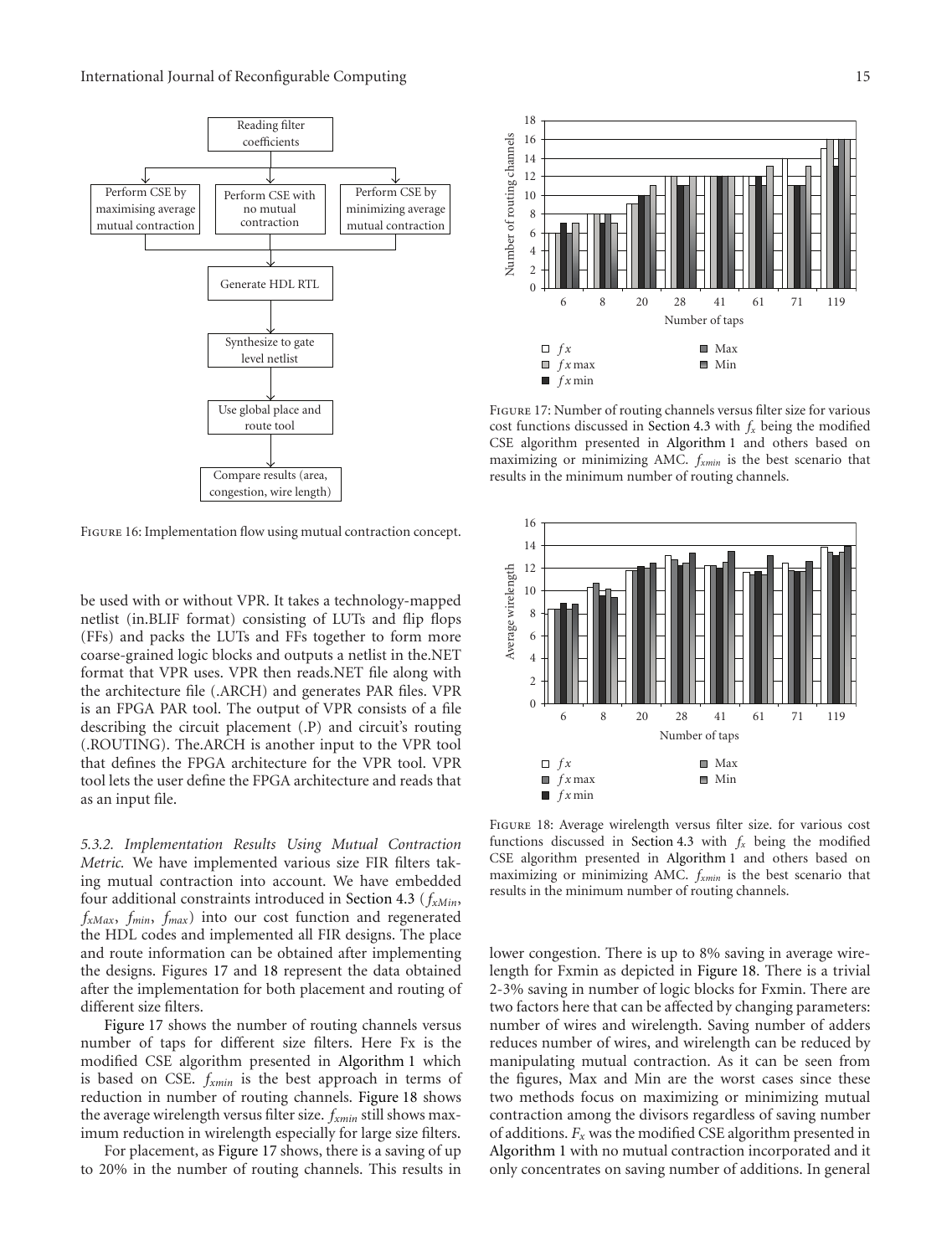Figure 16: Implementation flow using mutual contraction concept.

be used with or without VPR. It takes a technology-mapped netlist (in.BLIF format) consisting of LUTs and flip flops (FFs) and packs the LUTs and FFs together to form more coarse-grained logic blocks and outputs a netlist in the.NET format that VPR uses. VPR then reads.NET file along with the architecture file (.ARCH) and generates PAR files. VPR is an FPGA PAR tool. The output of VPR consists of a file describing the circuit placement (.P) and circuit's routing (.ROUTING). The.ARCH is another input to the VPR tool that defines the FPGA architecture for the VPR tool. VPR tool lets the user define the FPGA architecture and reads that as an input file.

*5.3.2. Implementation Results Using Mutual Contraction Metric.* We have implemented various size FIR filters taking mutual contraction into account. We have embedded four additional constraints introduced in Section 4.3 ($f_{xMin}$, $f_{xMax}$, $f_{min}$, $f_{max}$) into our cost function and regenerated the HDL codes and implemented all FIR designs. The place and route information can be obtained after implementing the designs. Figures 17 and 18 represent the data obtained after the implementation for both placement and routing of different size filters.

Figure 17 shows the number of routing channels versus number of taps for different size filters. Here Fx is the modified CSE algorithm presented in Algorithm 1 which is based on CSE. $f_{xmin}$ is the best approach in terms of reduction in number of routing channels. Figure 18 shows the average wirelength versus filter size. $f_{xmin}$ still shows maximum reduction in wirelength especially for large size filters.

For placement, as Figure 17 shows, there is a saving of up to 20% in the number of routing channels. This results in lower congestion. There is up to 8% saving in average wirelength for Fxmin as depicted in Figure 18. There is a trivial 2-3% saving in number of logic blocks for Fxmin. There are two factors here that can be affected by changing parameters: number of wires and wirelength. Saving number of adders reduces number of wires, and wirelength can be reduced by manipulating mutual contraction. As it can be seen from the figures, Max and Min are the worst cases since these two methods focus on maximizing or minimizing mutual contraction among the divisors regardless of saving number of additions. $F_x$ was the modified CSE algorithm presented in Algorithm 1 with no mutual contraction incorporated and it only concentrates on saving number of additions. In general

Figure 17: Number of routing channels versus filter size for various cost functions discussed in Section 4.3 with $f_x$ being the modified CSE algorithm presented in Algorithm 1 and others based on maximizing or minimizing AMC. $f_{xmin}$ is the best scenario that results in the minimum number of routing channels.

Figure 18: Average wirelength versus filter size. for various cost functions discussed in Section 4.3 with $f_x$ being the modified CSE algorithm presented in Algorithm 1 and others based on maximizing or minimizing AMC. $f_{xmin}$ is the best scenario that results in the minimum number of routing channels.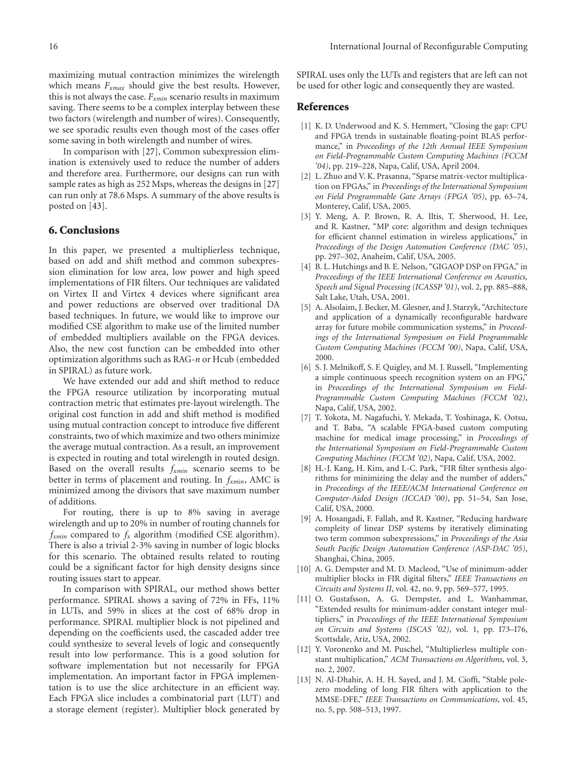maximizing mutual contraction minimizes the wirelength which means $F_{xmax}$ should give the best results. However, this is not always the case. $F_{xmin}$ scenario results in maximum saving. There seems to be a complex interplay between these two factors (wirelength and number of wires). Consequently, we see sporadic results even though most of the cases offer some saving in both wirelength and number of wires.

In comparison with [27], Common subexpression elimination is extensively used to reduce the number of adders and therefore area. Furthermore, our designs can run with sample rates as high as 252 Msps, whereas the designs in [27] can run only at 78.6 Msps. A summary of the above results is posted on [43].

## 6. Conclusions

In this paper, we presented a multiplierless technique, based on add and shift method and common subexpression elimination for low area, low power and high speed implementations of FIR filters. Our techniques are validated on Virtex II and Virtex 4 devices where significant area and power reductions are observed over traditional DA based techniques. In future, we would like to improve our modified CSE algorithm to make use of the limited number of embedded multipliers available on the FPGA devices. Also, the new cost function can be embedded into other optimization algorithms such as RAG-*n* or Hcub (embedded in SPIRAL) as future work.

We have extended our add and shift method to reduce the FPGA resource utilization by incorporating mutual contraction metric that estimates pre-layout wirelength. The original cost function in add and shift method is modified using mutual contraction concept to introduce five different constraints, two of which maximize and two others minimize the average mutual contraction. As a result, an improvement is expected in routing and total wirelength in routed design. Based on the overall results $f_{xmin}$ scenario seems to be better in terms of placement and routing. In $f_{xmin}$, AMC is minimized among the divisors that save maximum number of additions.

For routing, there is up to 8% saving in average wirelength and up to 20% in number of routing channels for $f_{xmin}$ compared to $f_x$ algorithm (modified CSE algorithm). There is also a trivial 2-3% saving in number of logic blocks for this scenario. The obtained results related to routing could be a significant factor for high density designs since routing issues start to appear.

In comparison with SPIRAL, our method shows better performance. SPIRAL shows a saving of 72% in FFs, 11% in LUTs, and 59% in slices at the cost of 68% drop in performance. SPIRAL multiplier block is not pipelined and depending on the coefficients used, the cascaded adder tree could synthesize to several levels of logic and consequently result into low performance. This is a good solution for software implementation but not necessarily for FPGA implementation. An important factor in FPGA implementation is to use the slice architecture in an efficient way. Each FPGA slice includes a combinatorial part (LUT) and a storage element (register). Multiplier block generated by SPIRAL uses only the LUTs and registers that are left can not be used for other logic and consequently they are wasted.

## References

[1] K. D. Underwood and K. S. Hemmert, "Closing the gap: CPU and FPGA trends in sustainable floating-point BLAS performance," in *Proceedings of the 12th Annual IEEE Symposium on Field-Programmable Custom Computing Machines (FCCM '04)*, pp. 219–228, Napa, Calif, USA, April 2004.

[2] L. Zhuo and V. K. Prasanna, "Sparse matrix-vector multiplication on FPGAs," in *Proceedings of the International Symposium on Field Programmable Gate Arrays (FPGA '05)*, pp. 63–74, Monterey, Calif, USA, 2005.

[3] Y. Meng, A. P. Brown, R. A. Iltis, T. Sherwood, H. Lee, and R. Kastner, "MP core: algorithm and design techniques for efficient channel estimation in wireless applications," in *Proceedings of the Design Automation Conference (DAC '05)*, pp. 297–302, Anaheim, Calif, USA, 2005.

[4] B. L. Hutchings and B. E. Nelson, "GIGAOP DSP on FPGA," in *Proceedings of the IEEE International Conference on Acoustics, Speech and Signal Processing (ICASSP '01)*, vol. 2, pp. 885–888, Salt Lake, Utah, USA, 2001.

[5] A. Alsolaim, J. Becker, M. Glesner, and J. Starzyk, "Architecture and application of a dynamically reconfigurable hardware array for future mobile communication systems," in *Proceedings of the International Symposium on Field Programmable Custom Computing Machines (FCCM '00)*, Napa, Calif, USA, 2000.

[6] S. J. Melnikoff, S. F. Quigley, and M. J. Russell, "Implementing a simple continuous speech recognition system on an FPG," in *Proceedings of the International Symposium on Field-Programmable Custom Computing Machines (FCCM '02)*, Napa, Calif, USA, 2002.

[7] T. Yokota, M. Nagafuchi, Y. Mekada, T. Yoshinaga, K. Ootsu, and T. Baba, "A scalable FPGA-based custom computing machine for medical image processing," in *Proceedings of the International Symposium on Field-Programmable Custom Computing Machines (FCCM '02)*, Napa, Calif, USA, 2002.

[8] H.-J. Kang, H. Kim, and I.-C. Park, "FIR filter synthesis algorithms for minimizing the delay and the number of adders," in *Proceedings of the IEEE/ACM International Conference on Computer-Aided Design (ICCAD '00)*, pp. 51–54, San Jose, Calif, USA, 2000.

[9] A. Hosangadi, F. Fallah, and R. Kastner, "Reducing hardware compleity of linear DSP systems by iteratively eliminating two term common subexpressions," in *Proceedings of the Asia South Pacific Design Automation Conference (ASP-DAC '05)*, Shanghai, China, 2005.

[10] A. G. Dempster and M. D. Macleod, "Use of minimum-adder multiplier blocks in FIR digital filters," *IEEE Transactions on Circuits and Systems II*, vol. 42, no. 9, pp. 569–577, 1995.

[11] O. Gustafsson, A. G. Dempster, and L. Wanhammar, "Extended results for minimum-adder constant integer multipliers," in *Proceedings of the IEEE International Symposium on Circuits and Systems (ISCAS '02)*, vol. 1, pp. I73–I76, Scottsdale, Ariz, USA, 2002.

[12] Y. Voronenko and M. Puschel, "Multiplierless multiple constant multiplication," *ACM Transactions on Algorithms*, vol. 3, no. 2, 2007.

[13] N. Al-Dhahir, A. H. H. Sayed, and J. M. Cioffi, "Stable pole-zero modeling of long FIR filters with application to the MMSE-DFE," *IEEE Transactions on Communications*, vol. 45, no. 5, pp. 508–513, 1997.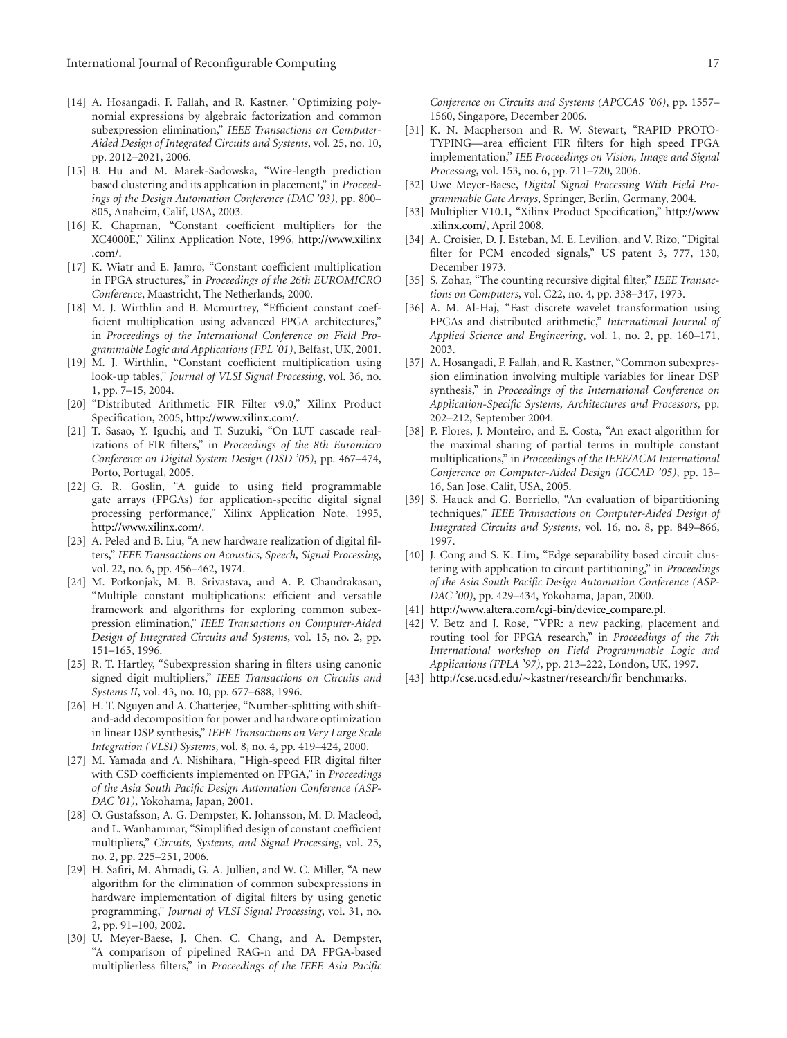[14] A. Hosangadi, F. Fallah, and R. Kastner, "Optimizing polynomial expressions by algebraic factorization and common subexpression elimination," *IEEE Transactions on Computer-Aided Design of Integrated Circuits and Systems*, vol. 25, no. 10, pp. 2012–2021, 2006.

[15] B. Hu and M. Marek-Sadowska, "Wire-length prediction based clustering and its application in placement," in *Proceedings of the Design Automation Conference (DAC '03)*, pp. 800–805, Anaheim, Calif, USA, 2003.

[16] K. Chapman, "Constant coefficient multipliers for the XC4000E," Xilinx Application Note, 1996, http://www.xilinx.com/.

[17] K. Wiatr and E. Jamro, "Constant coefficient multiplication in FPGA structures," in *Proceedings of the 26th EUROMICRO Conference*, Maastricht, The Netherlands, 2000.

[18] M. J. Wirthlin and B. Mcmurtrey, "Efficient constant coefficient multiplication using advanced FPGA architectures," in *Proceedings of the International Conference on Field Programmable Logic and Applications (FPL '01)*, Belfast, UK, 2001.

[19] M. J. Wirthlin, "Constant coefficient multiplication using look-up tables," *Journal of VLSI Signal Processing*, vol. 36, no. 1, pp. 7–15, 2004.

[20] "Distributed Arithmetic FIR Filter v9.0," Xilinx Product Specification, 2005, http://www.xilinx.com/.

[21] T. Sasao, Y. Iguchi, and T. Suzuki, "On LUT cascade realizations of FIR filters," in *Proceedings of the 8th Euromicro Conference on Digital System Design (DSD '05)*, pp. 467–474, Porto, Portugal, 2005.

[22] G. R. Goslin, "A guide to using field programmable gate arrays (FPGAs) for application-specific digital signal processing performance," Xilinx Application Note, 1995, http://www.xilinx.com/.

[23] A. Peled and B. Liu, "A new hardware realization of digital filters," *IEEE Transactions on Acoustics, Speech, Signal Processing*, vol. 22, no. 6, pp. 456–462, 1974.

[24] M. Potkonjak, M. B. Srivastava, and A. P. Chandrakasan, "Multiple constant multiplications: efficient and versatile framework and algorithms for exploring common subexpression elimination," *IEEE Transactions on Computer-Aided Design of Integrated Circuits and Systems*, vol. 15, no. 2, pp. 151–165, 1996.

[25] R. T. Hartley, "Subexpression sharing in filters using canonic signed digit multipliers," *IEEE Transactions on Circuits and Systems II*, vol. 43, no. 10, pp. 677–688, 1996.

[26] H. T. Nguyen and A. Chatterjee, "Number-splitting with shift-and-add decomposition for power and hardware optimization in linear DSP synthesis," *IEEE Transactions on Very Large Scale Integration (VLSI) Systems*, vol. 8, no. 4, pp. 419–424, 2000.

[27] M. Yamada and A. Nishihara, "High-speed FIR digital filter with CSD coefficients implemented on FPGA," in *Proceedings of the Asia South Pacific Design Automation Conference (ASP-DAC '01)*, Yokohama, Japan, 2001.

[28] O. Gustafsson, A. G. Dempster, K. Johansson, M. D. Macleod, and L. Wanhammar, "Simplified design of constant coefficient multipliers," *Circuits, Systems, and Signal Processing*, vol. 25, no. 2, pp. 225–251, 2006.

[29] H. Safiri, M. Ahmadi, G. A. Jullien, and W. C. Miller, "A new algorithm for the elimination of common subexpressions in hardware implementation of digital filters by using genetic programming," *Journal of VLSI Signal Processing*, vol. 31, no. 2, pp. 91–100, 2002.

[30] U. Meyer-Baese, J. Chen, C. Chang, and A. Dempster, "A comparison of pipelined RAG-n and DA FPGA-based multiplierless filters," in *Proceedings of the IEEE Asia Pacific Conference on Circuits and Systems (APCCAS '06)*, pp. 1557–1560, Singapore, December 2006.

[31] K. N. Macpherson and R. W. Stewart, "RAPID PROTOTYPING—area efficient FIR filters for high speed FPGA implementation," *IEE Proceedings on Vision, Image and Signal Processing*, vol. 153, no. 6, pp. 711–720, 2006.

[32] Uwe Meyer-Baese, *Digital Signal Processing With Field Programmable Gate Arrays*, Springer, Berlin, Germany, 2004.

[33] Multiplier V10.1, "Xilinx Product Specification," http://www.xilinx.com/, April 2008.

[34] A. Croisier, D. J. Esteban, M. E. Levilion, and V. Rizo, "Digital filter for PCM encoded signals," US patent 3, 777, 130, December 1973.

[35] S. Zohar, "The counting recursive digital filter," *IEEE Transactions on Computers*, vol. C22, no. 4, pp. 338–347, 1973.

[36] A. M. Al-Haj, "Fast discrete wavelet transformation using FPGAs and distributed arithmetic," *International Journal of Applied Science and Engineering*, vol. 1, no. 2, pp. 160–171, 2003.

[37] A. Hosangadi, F. Fallah, and R. Kastner, "Common subexpression elimination involving multiple variables for linear DSP synthesis," in *Proceedings of the International Conference on Application-Specific Systems, Architectures and Processors*, pp. 202–212, September 2004.

[38] P. Flores, J. Monteiro, and E. Costa, "An exact algorithm for the maximal sharing of partial terms in multiple constant multiplications," in *Proceedings of the IEEE/ACM International Conference on Computer-Aided Design (ICCAD '05)*, pp. 13–16, San Jose, Calif, USA, 2005.

[39] S. Hauck and G. Borriello, "An evaluation of bipartitioning techniques," *IEEE Transactions on Computer-Aided Design of Integrated Circuits and Systems*, vol. 16, no. 8, pp. 849–866, 1997.

[40] J. Cong and S. K. Lim, "Edge separability based circuit clustering with application to circuit partitioning," in *Proceedings of the Asia South Pacific Design Automation Conference (ASP-DAC '00)*, pp. 429–434, Yokohama, Japan, 2000.

[41] http://www.altera.com/cgi-bin/device_compare.pl.

[42] V. Betz and J. Rose, "VPR: a new packing, placement and routing tool for FPGA research," in *Proceedings of the 7th International workshop on Field Programmable Logic and Applications (FPLA '97)*, pp. 213–222, London, UK, 1997.

[43] http://cse.ucsd.edu/~kastner/research/fir_benchmarks.